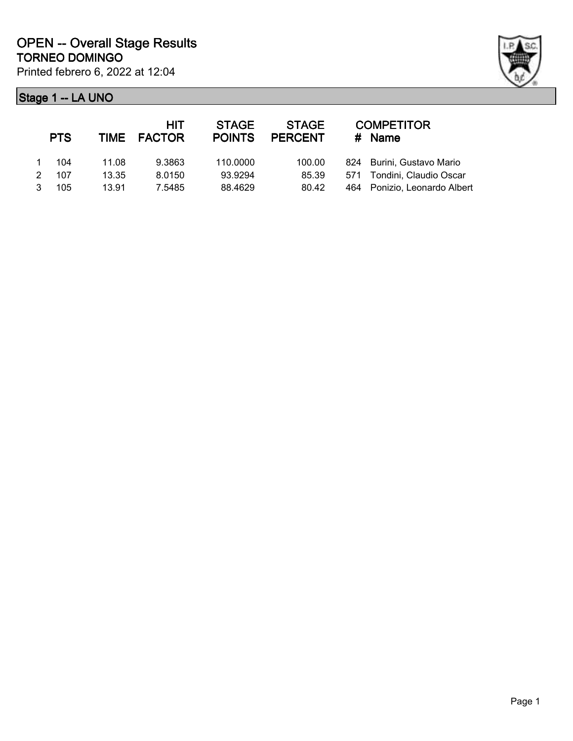# OPEN -- Overall Stage Results

## TORNEO DOMINGO

Printed febrero 6, 2022 at 12:04

### Stage 1 -- LA UNO

| | PTS | TIME | HIT FACTOR | STAGE POINTS | STAGE PERCENT | COMPETITOR # | Name |
|---|---|---|---|---|---|---|---|
| 1 | 104 | 11.08 | 9.3863 | 110.0000 | 100.00 | 824 | Burini, Gustavo Mario |
| 2 | 107 | 13.35 | 8.0150 | 93.9294 | 85.39 | 571 | Tondini, Claudio Oscar |
| 3 | 105 | 13.91 | 7.5485 | 88.4629 | 80.42 | 464 | Ponizio, Leonardo Albert |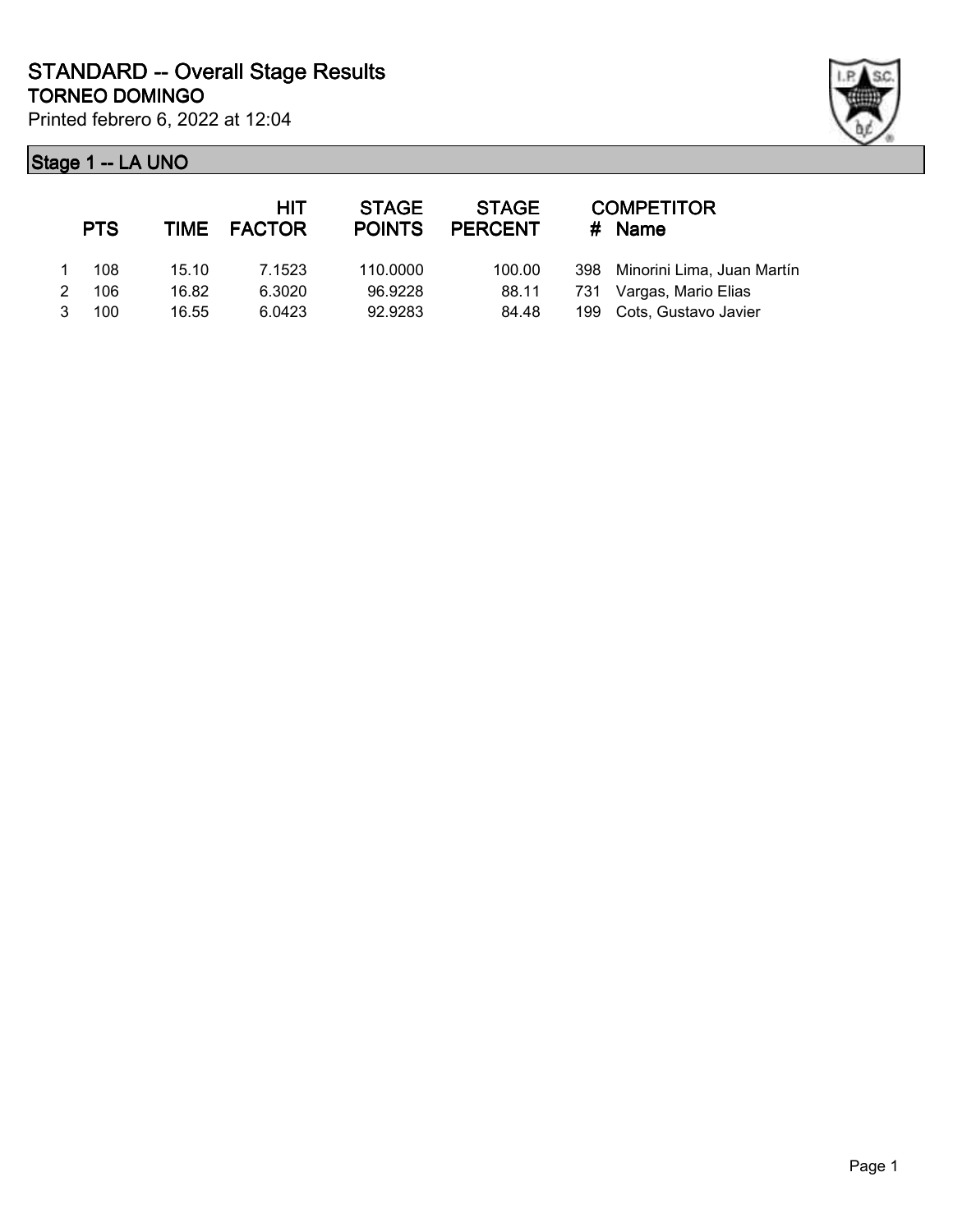# STANDARD -- Overall Stage Results

## TORNEO DOMINGO

Printed febrero 6, 2022 at 12:04

### Stage 1 -- LA UNO

| | PTS | TIME | HIT FACTOR | STAGE POINTS | STAGE PERCENT | # | COMPETITOR Name |
|---|---|---|---|---|---|---|---|
| 1 | 108 | 15.10 | 7.1523 | 110.0000 | 100.00 | 398 | Minorini Lima, Juan Martín |
| 2 | 106 | 16.82 | 6.3020 | 96.9228 | 88.11 | 731 | Vargas, Mario Elias |
| 3 | 100 | 16.55 | 6.0423 | 92.9283 | 84.48 | 199 | Cots, Gustavo Javier |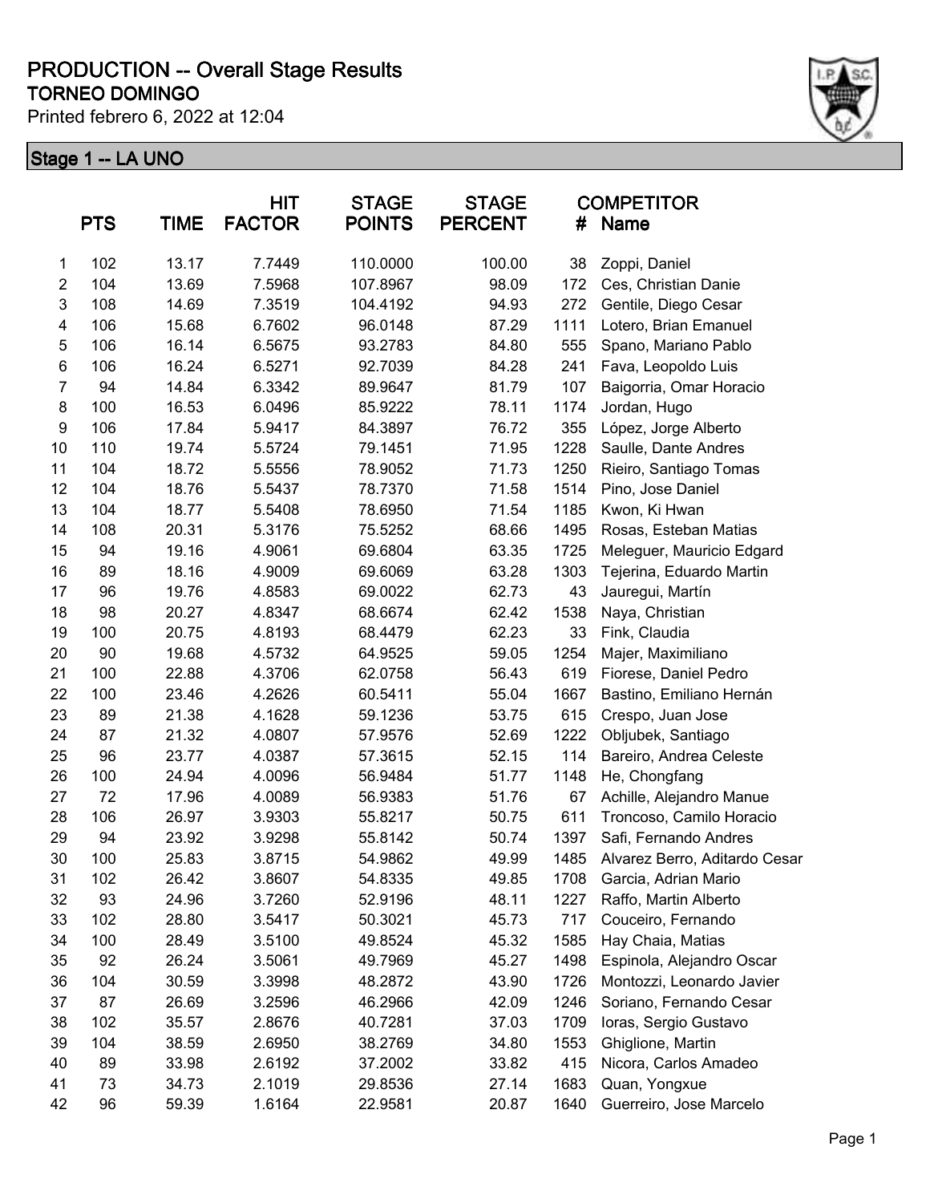# PRODUCTION -- Overall Stage Results

## TORNEO DOMINGO

Printed febrero 6, 2022 at 12:04

### Stage 1 -- LA UNO

| | PTS | TIME | HIT FACTOR | STAGE POINTS | STAGE PERCENT | COMPETITOR # | Name |
|---|---|---|---|---|---|---|---|
| 1 | 102 | 13.17 | 7.7449 | 110.0000 | 100.00 | 38 | Zoppi, Daniel |
| 2 | 104 | 13.69 | 7.5968 | 107.8967 | 98.09 | 172 | Ces, Christian Danie |
| 3 | 108 | 14.69 | 7.3519 | 104.4192 | 94.93 | 272 | Gentile, Diego Cesar |
| 4 | 106 | 15.68 | 6.7602 | 96.0148 | 87.29 | 1111 | Lotero, Brian Emanuel |
| 5 | 106 | 16.14 | 6.5675 | 93.2783 | 84.80 | 555 | Spano, Mariano Pablo |
| 6 | 106 | 16.24 | 6.5271 | 92.7039 | 84.28 | 241 | Fava, Leopoldo Luis |
| 7 | 94 | 14.84 | 6.3342 | 89.9647 | 81.79 | 107 | Baigorria, Omar Horacio |
| 8 | 100 | 16.53 | 6.0496 | 85.9222 | 78.11 | 1174 | Jordan, Hugo |
| 9 | 106 | 17.84 | 5.9417 | 84.3897 | 76.72 | 355 | López, Jorge Alberto |
| 10 | 110 | 19.74 | 5.5724 | 79.1451 | 71.95 | 1228 | Saulle, Dante Andres |
| 11 | 104 | 18.72 | 5.5556 | 78.9052 | 71.73 | 1250 | Rieiro, Santiago Tomas |
| 12 | 104 | 18.76 | 5.5437 | 78.7370 | 71.58 | 1514 | Pino, Jose Daniel |
| 13 | 104 | 18.77 | 5.5408 | 78.6950 | 71.54 | 1185 | Kwon, Ki Hwan |
| 14 | 108 | 20.31 | 5.3176 | 75.5252 | 68.66 | 1495 | Rosas, Esteban Matias |
| 15 | 94 | 19.16 | 4.9061 | 69.6804 | 63.35 | 1725 | Meleguer, Mauricio Edgard |
| 16 | 89 | 18.16 | 4.9009 | 69.6069 | 63.28 | 1303 | Tejerina, Eduardo Martin |
| 17 | 96 | 19.76 | 4.8583 | 69.0022 | 62.73 | 43 | Jauregui, Martín |
| 18 | 98 | 20.27 | 4.8347 | 68.6674 | 62.42 | 1538 | Naya, Christian |
| 19 | 100 | 20.75 | 4.8193 | 68.4479 | 62.23 | 33 | Fink, Claudia |
| 20 | 90 | 19.68 | 4.5732 | 64.9525 | 59.05 | 1254 | Majer, Maximiliano |
| 21 | 100 | 22.88 | 4.3706 | 62.0758 | 56.43 | 619 | Fiorese, Daniel Pedro |
| 22 | 100 | 23.46 | 4.2626 | 60.5411 | 55.04 | 1667 | Bastino, Emiliano Hernán |
| 23 | 89 | 21.38 | 4.1628 | 59.1236 | 53.75 | 615 | Crespo, Juan Jose |
| 24 | 87 | 21.32 | 4.0807 | 57.9576 | 52.69 | 1222 | Obljubek, Santiago |
| 25 | 96 | 23.77 | 4.0387 | 57.3615 | 52.15 | 114 | Bareiro, Andrea Celeste |
| 26 | 100 | 24.94 | 4.0096 | 56.9484 | 51.77 | 1148 | He, Chongfang |
| 27 | 72 | 17.96 | 4.0089 | 56.9383 | 51.76 | 67 | Achille, Alejandro Manue |
| 28 | 106 | 26.97 | 3.9303 | 55.8217 | 50.75 | 611 | Troncoso, Camilo Horacio |
| 29 | 94 | 23.92 | 3.9298 | 55.8142 | 50.74 | 1397 | Safi, Fernando Andres |
| 30 | 100 | 25.83 | 3.8715 | 54.9862 | 49.99 | 1485 | Alvarez Berro, Aditardo Cesar |
| 31 | 102 | 26.42 | 3.8607 | 54.8335 | 49.85 | 1708 | Garcia, Adrian Mario |
| 32 | 93 | 24.96 | 3.7260 | 52.9196 | 48.11 | 1227 | Raffo, Martin Alberto |
| 33 | 102 | 28.80 | 3.5417 | 50.3021 | 45.73 | 717 | Couceiro, Fernando |
| 34 | 100 | 28.49 | 3.5100 | 49.8524 | 45.32 | 1585 | Hay Chaia, Matias |
| 35 | 92 | 26.24 | 3.5061 | 49.7969 | 45.27 | 1498 | Espinola, Alejandro Oscar |
| 36 | 104 | 30.59 | 3.3998 | 48.2872 | 43.90 | 1726 | Montozzi, Leonardo Javier |
| 37 | 87 | 26.69 | 3.2596 | 46.2966 | 42.09 | 1246 | Soriano, Fernando Cesar |
| 38 | 102 | 35.57 | 2.8676 | 40.7281 | 37.03 | 1709 | Ioras, Sergio Gustavo |
| 39 | 104 | 38.59 | 2.6950 | 38.2769 | 34.80 | 1553 | Ghiglione, Martin |
| 40 | 89 | 33.98 | 2.6192 | 37.2002 | 33.82 | 415 | Nicora, Carlos Amadeo |
| 41 | 73 | 34.73 | 2.1019 | 29.8536 | 27.14 | 1683 | Quan, Yongxue |
| 42 | 96 | 59.39 | 1.6164 | 22.9581 | 20.87 | 1640 | Guerreiro, Jose Marcelo |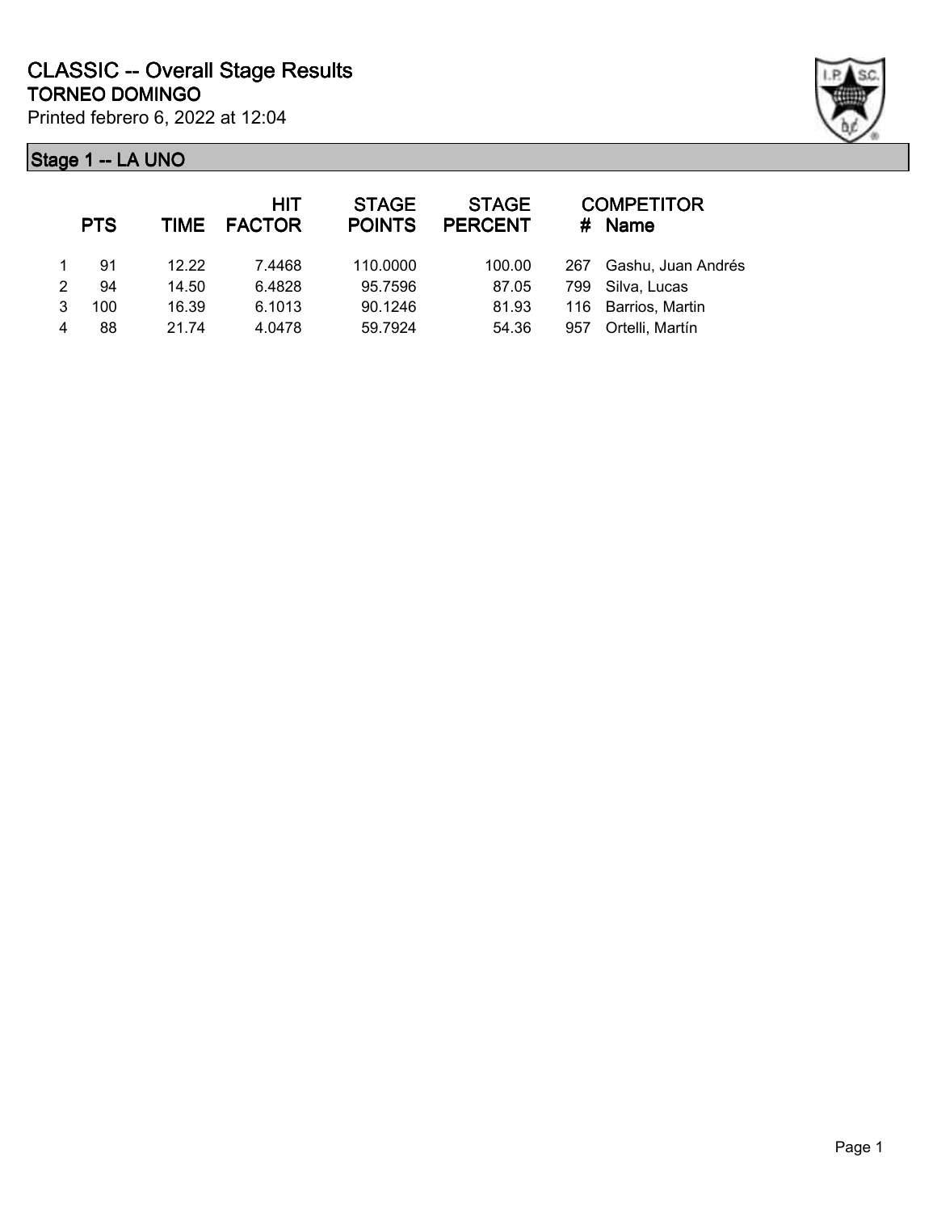# CLASSIC -- Overall Stage Results

## TORNEO DOMINGO

Printed febrero 6, 2022 at 12:04

### Stage 1 -- LA UNO

| | PTS | TIME | HIT FACTOR | STAGE POINTS | STAGE PERCENT | # | COMPETITOR Name |
|---|---|---|---|---|---|---|---|
| 1 | 91 | 12.22 | 7.4468 | 110.0000 | 100.00 | 267 | Gashu, Juan Andrés |
| 2 | 94 | 14.50 | 6.4828 | 95.7596 | 87.05 | 799 | Silva, Lucas |
| 3 | 100 | 16.39 | 6.1013 | 90.1246 | 81.93 | 116 | Barrios, Martin |
| 4 | 88 | 21.74 | 4.0478 | 59.7924 | 54.36 | 957 | Ortelli, Martín |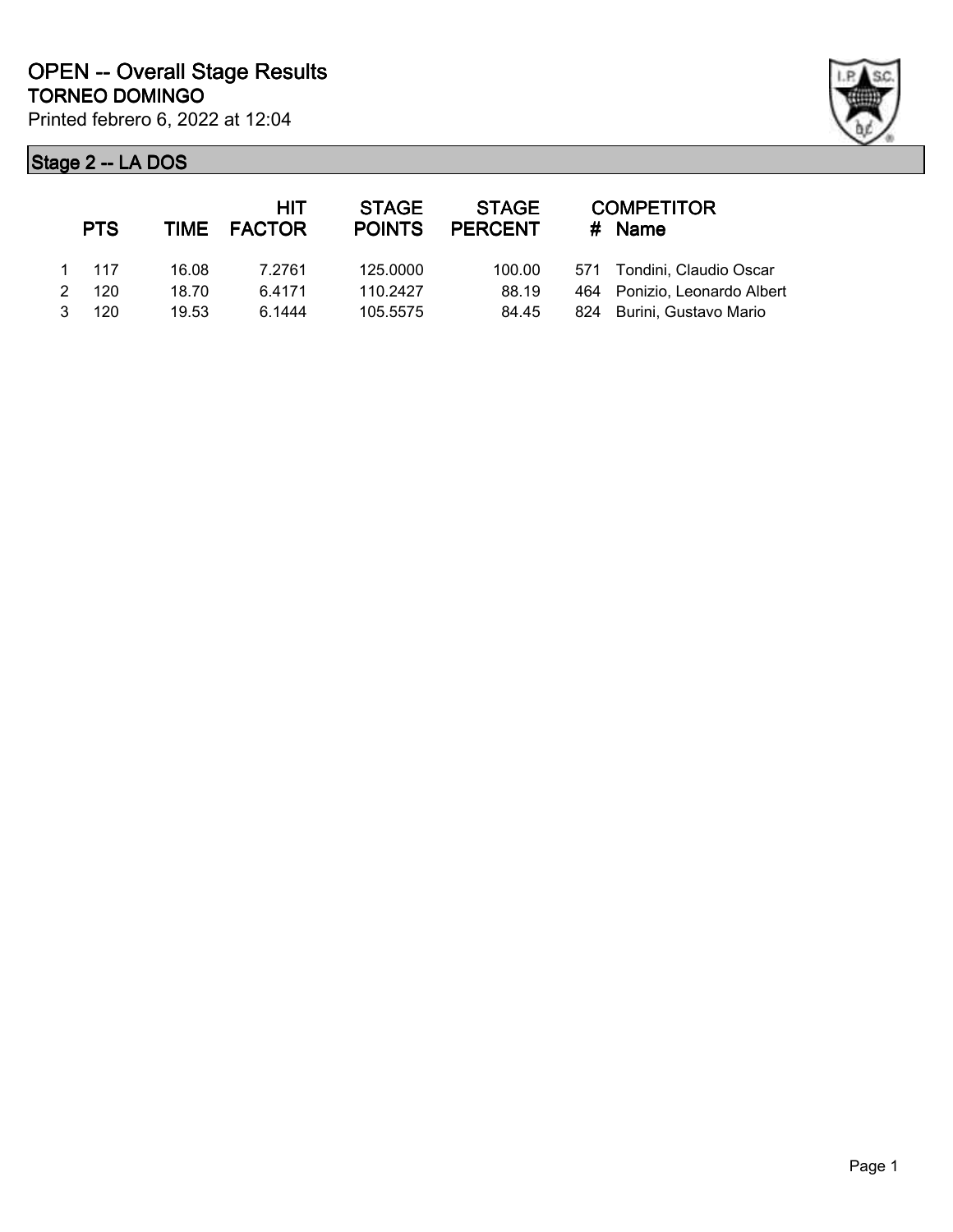# OPEN -- Overall Stage Results

## TORNEO DOMINGO

Printed febrero 6, 2022 at 12:04

### Stage 2 -- LA DOS

| | PTS | TIME | HIT FACTOR | STAGE POINTS | STAGE PERCENT | # | COMPETITOR Name |
|---|---|---|---|---|---|---|---|
| 1 | 117 | 16.08 | 7.2761 | 125.0000 | 100.00 | 571 | Tondini, Claudio Oscar |
| 2 | 120 | 18.70 | 6.4171 | 110.2427 | 88.19 | 464 | Ponizio, Leonardo Albert |
| 3 | 120 | 19.53 | 6.1444 | 105.5575 | 84.45 | 824 | Burini, Gustavo Mario |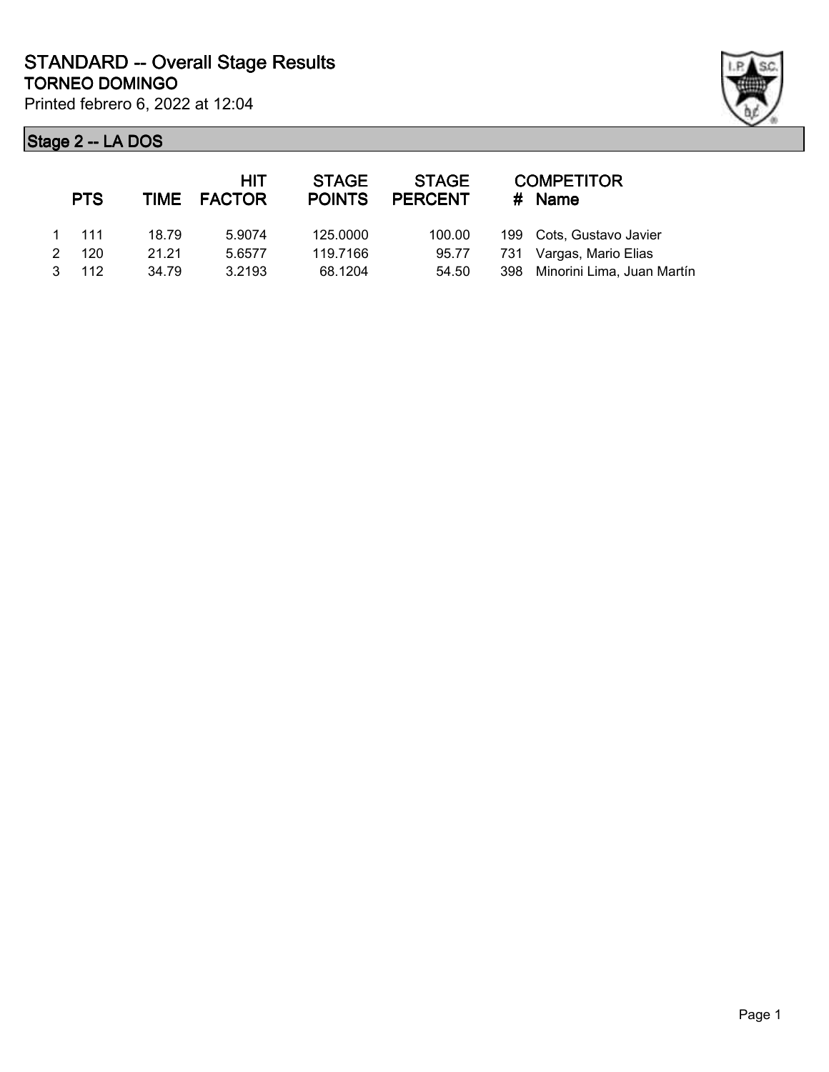# STANDARD -- Overall Stage Results
## TORNEO DOMINGO

Printed febrero 6, 2022 at 12:04

### Stage 2 -- LA DOS

| | PTS | TIME | HIT FACTOR | STAGE POINTS | STAGE PERCENT | # | COMPETITOR Name |
|---|---|---|---|---|---|---|---|
| 1 | 111 | 18.79 | 5.9074 | 125.0000 | 100.00 | 199 | Cots, Gustavo Javier |
| 2 | 120 | 21.21 | 5.6577 | 119.7166 | 95.77 | 731 | Vargas, Mario Elias |
| 3 | 112 | 34.79 | 3.2193 | 68.1204 | 54.50 | 398 | Minorini Lima, Juan Martín |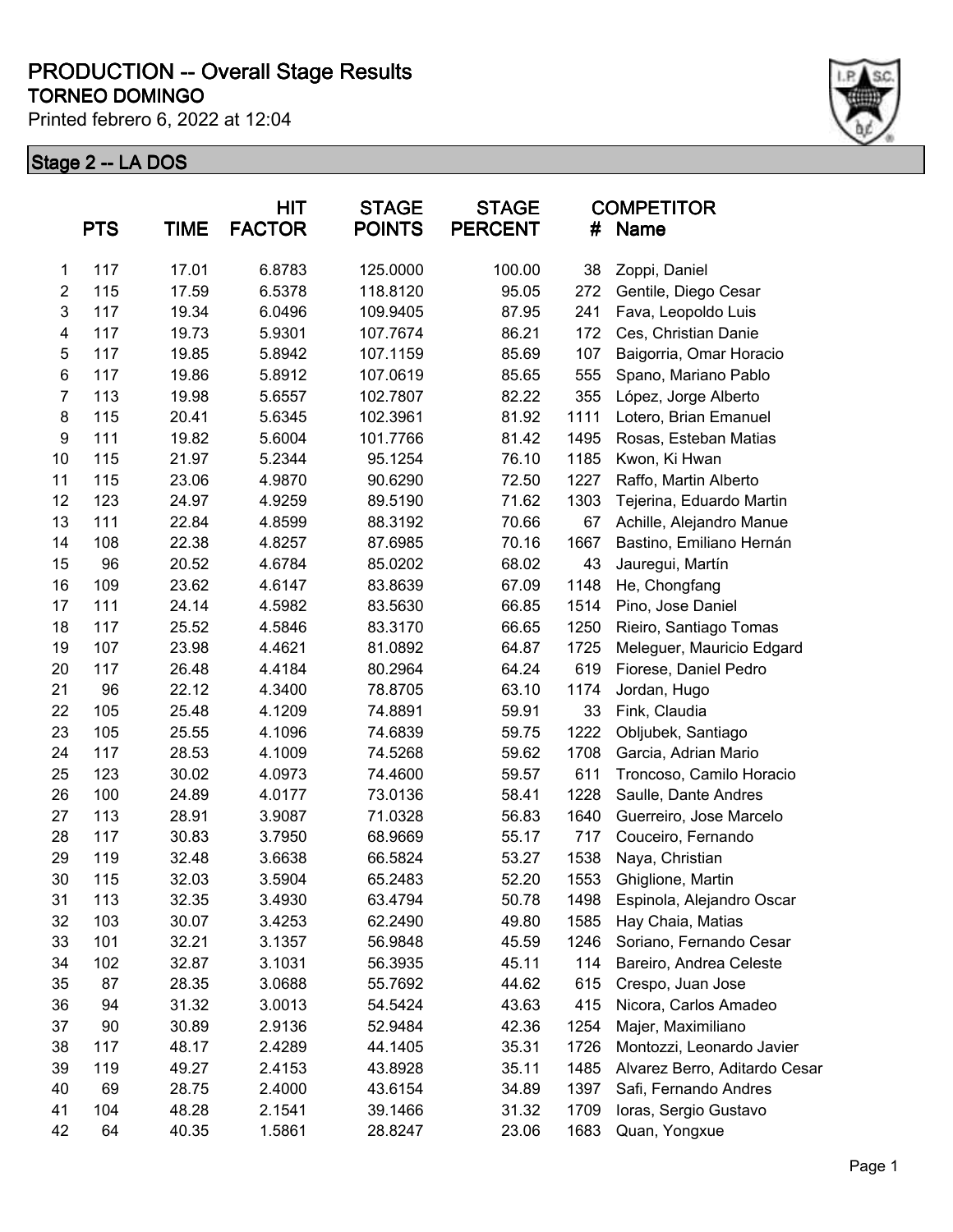# PRODUCTION -- Overall Stage Results

## TORNEO DOMINGO

Printed febrero 6, 2022 at 12:04

### Stage 2 -- LA DOS

| | PTS | TIME | HIT FACTOR | STAGE POINTS | STAGE PERCENT | COMPETITOR # | Name |
|---|---|---|---|---|---|---|---|
| 1 | 117 | 17.01 | 6.8783 | 125.0000 | 100.00 | 38 | Zoppi, Daniel |
| 2 | 115 | 17.59 | 6.5378 | 118.8120 | 95.05 | 272 | Gentile, Diego Cesar |
| 3 | 117 | 19.34 | 6.0496 | 109.9405 | 87.95 | 241 | Fava, Leopoldo Luis |
| 4 | 117 | 19.73 | 5.9301 | 107.7674 | 86.21 | 172 | Ces, Christian Danie |
| 5 | 117 | 19.85 | 5.8942 | 107.1159 | 85.69 | 107 | Baigorria, Omar Horacio |
| 6 | 117 | 19.86 | 5.8912 | 107.0619 | 85.65 | 555 | Spano, Mariano Pablo |
| 7 | 113 | 19.98 | 5.6557 | 102.7807 | 82.22 | 355 | López, Jorge Alberto |
| 8 | 115 | 20.41 | 5.6345 | 102.3961 | 81.92 | 1111 | Lotero, Brian Emanuel |
| 9 | 111 | 19.82 | 5.6004 | 101.7766 | 81.42 | 1495 | Rosas, Esteban Matias |
| 10 | 115 | 21.97 | 5.2344 | 95.1254 | 76.10 | 1185 | Kwon, Ki Hwan |
| 11 | 115 | 23.06 | 4.9870 | 90.6290 | 72.50 | 1227 | Raffo, Martin Alberto |
| 12 | 123 | 24.97 | 4.9259 | 89.5190 | 71.62 | 1303 | Tejerina, Eduardo Martin |
| 13 | 111 | 22.84 | 4.8599 | 88.3192 | 70.66 | 67 | Achille, Alejandro Manue |
| 14 | 108 | 22.38 | 4.8257 | 87.6985 | 70.16 | 1667 | Bastino, Emiliano Hernán |
| 15 | 96 | 20.52 | 4.6784 | 85.0202 | 68.02 | 43 | Jauregui, Martín |
| 16 | 109 | 23.62 | 4.6147 | 83.8639 | 67.09 | 1148 | He, Chongfang |
| 17 | 111 | 24.14 | 4.5982 | 83.5630 | 66.85 | 1514 | Pino, Jose Daniel |
| 18 | 117 | 25.52 | 4.5846 | 83.3170 | 66.65 | 1250 | Rieiro, Santiago Tomas |
| 19 | 107 | 23.98 | 4.4621 | 81.0892 | 64.87 | 1725 | Meleguer, Mauricio Edgard |
| 20 | 117 | 26.48 | 4.4184 | 80.2964 | 64.24 | 619 | Fiorese, Daniel Pedro |
| 21 | 96 | 22.12 | 4.3400 | 78.8705 | 63.10 | 1174 | Jordan, Hugo |
| 22 | 105 | 25.48 | 4.1209 | 74.8891 | 59.91 | 33 | Fink, Claudia |
| 23 | 105 | 25.55 | 4.1096 | 74.6839 | 59.75 | 1222 | Obljubek, Santiago |
| 24 | 117 | 28.53 | 4.1009 | 74.5268 | 59.62 | 1708 | Garcia, Adrian Mario |
| 25 | 123 | 30.02 | 4.0973 | 74.4600 | 59.57 | 611 | Troncoso, Camilo Horacio |
| 26 | 100 | 24.89 | 4.0177 | 73.0136 | 58.41 | 1228 | Saulle, Dante Andres |
| 27 | 113 | 28.91 | 3.9087 | 71.0328 | 56.83 | 1640 | Guerreiro, Jose Marcelo |
| 28 | 117 | 30.83 | 3.7950 | 68.9669 | 55.17 | 717 | Couceiro, Fernando |
| 29 | 119 | 32.48 | 3.6638 | 66.5824 | 53.27 | 1538 | Naya, Christian |
| 30 | 115 | 32.03 | 3.5904 | 65.2483 | 52.20 | 1553 | Ghiglione, Martin |
| 31 | 113 | 32.35 | 3.4930 | 63.4794 | 50.78 | 1498 | Espinola, Alejandro Oscar |
| 32 | 103 | 30.07 | 3.4253 | 62.2490 | 49.80 | 1585 | Hay Chaia, Matias |
| 33 | 101 | 32.21 | 3.1357 | 56.9848 | 45.59 | 1246 | Soriano, Fernando Cesar |
| 34 | 102 | 32.87 | 3.1031 | 56.3935 | 45.11 | 114 | Bareiro, Andrea Celeste |
| 35 | 87 | 28.35 | 3.0688 | 55.7692 | 44.62 | 615 | Crespo, Juan Jose |
| 36 | 94 | 31.32 | 3.0013 | 54.5424 | 43.63 | 415 | Nicora, Carlos Amadeo |
| 37 | 90 | 30.89 | 2.9136 | 52.9484 | 42.36 | 1254 | Majer, Maximiliano |
| 38 | 117 | 48.17 | 2.4289 | 44.1405 | 35.31 | 1726 | Montozzi, Leonardo Javier |
| 39 | 119 | 49.27 | 2.4153 | 43.8928 | 35.11 | 1485 | Alvarez Berro, Aditardo Cesar |
| 40 | 69 | 28.75 | 2.4000 | 43.6154 | 34.89 | 1397 | Safi, Fernando Andres |
| 41 | 104 | 48.28 | 2.1541 | 39.1466 | 31.32 | 1709 | Ioras, Sergio Gustavo |
| 42 | 64 | 40.35 | 1.5861 | 28.8247 | 23.06 | 1683 | Quan, Yongxue |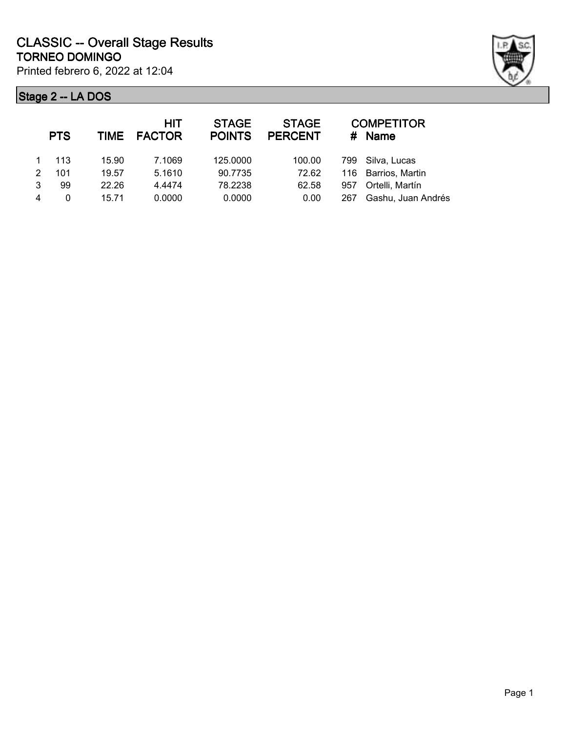# CLASSIC -- Overall Stage Results

## TORNEO DOMINGO

Printed febrero 6, 2022 at 12:04

### Stage 2 -- LA DOS

| | PTS | TIME | HIT FACTOR | STAGE POINTS | STAGE PERCENT | # | COMPETITOR Name |
|---|---|---|---|---|---|---|---|
| 1 | 113 | 15.90 | 7.1069 | 125.0000 | 100.00 | 799 | Silva, Lucas |
| 2 | 101 | 19.57 | 5.1610 | 90.7735 | 72.62 | 116 | Barrios, Martin |
| 3 | 99 | 22.26 | 4.4474 | 78.2238 | 62.58 | 957 | Ortelli, Martín |
| 4 | 0 | 15.71 | 0.0000 | 0.0000 | 0.00 | 267 | Gashu, Juan Andrés |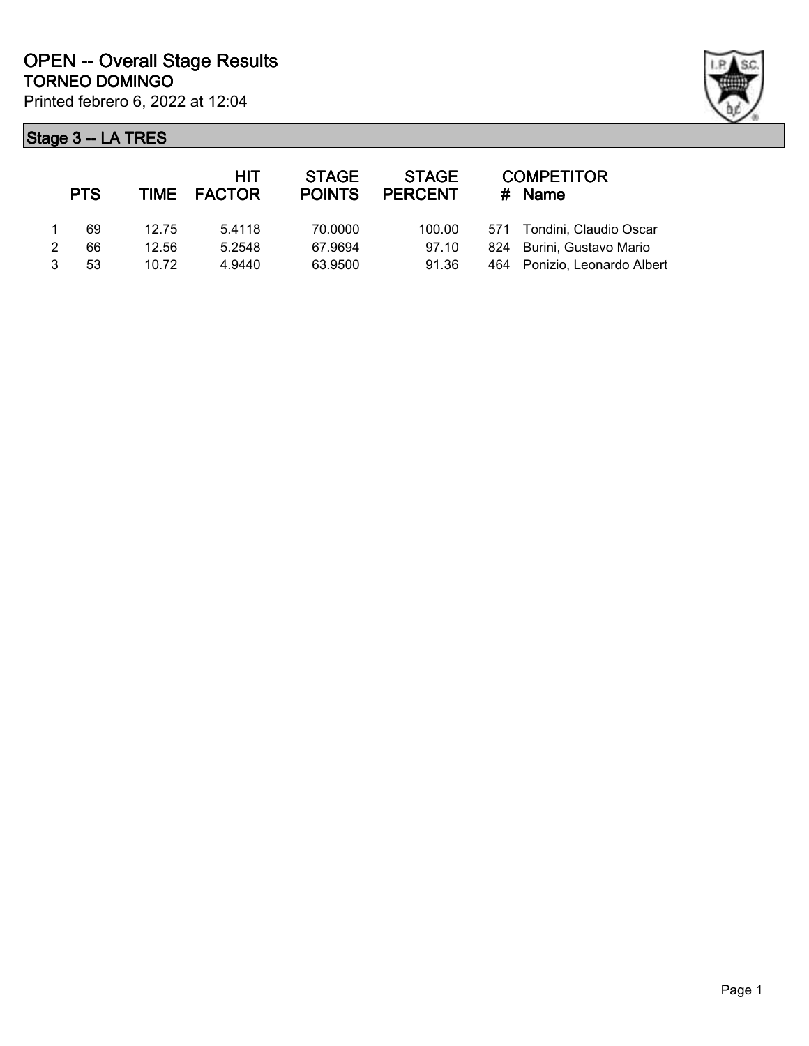# OPEN -- Overall Stage Results

## TORNEO DOMINGO

Printed febrero 6, 2022 at 12:04

### Stage 3 -- LA TRES

| | PTS | TIME | HIT FACTOR | STAGE POINTS | STAGE PERCENT | # | COMPETITOR Name |
|---|---|---|---|---|---|---|---|
| 1 | 69 | 12.75 | 5.4118 | 70.0000 | 100.00 | 571 | Tondini, Claudio Oscar |
| 2 | 66 | 12.56 | 5.2548 | 67.9694 | 97.10 | 824 | Burini, Gustavo Mario |
| 3 | 53 | 10.72 | 4.9440 | 63.9500 | 91.36 | 464 | Ponizio, Leonardo Albert |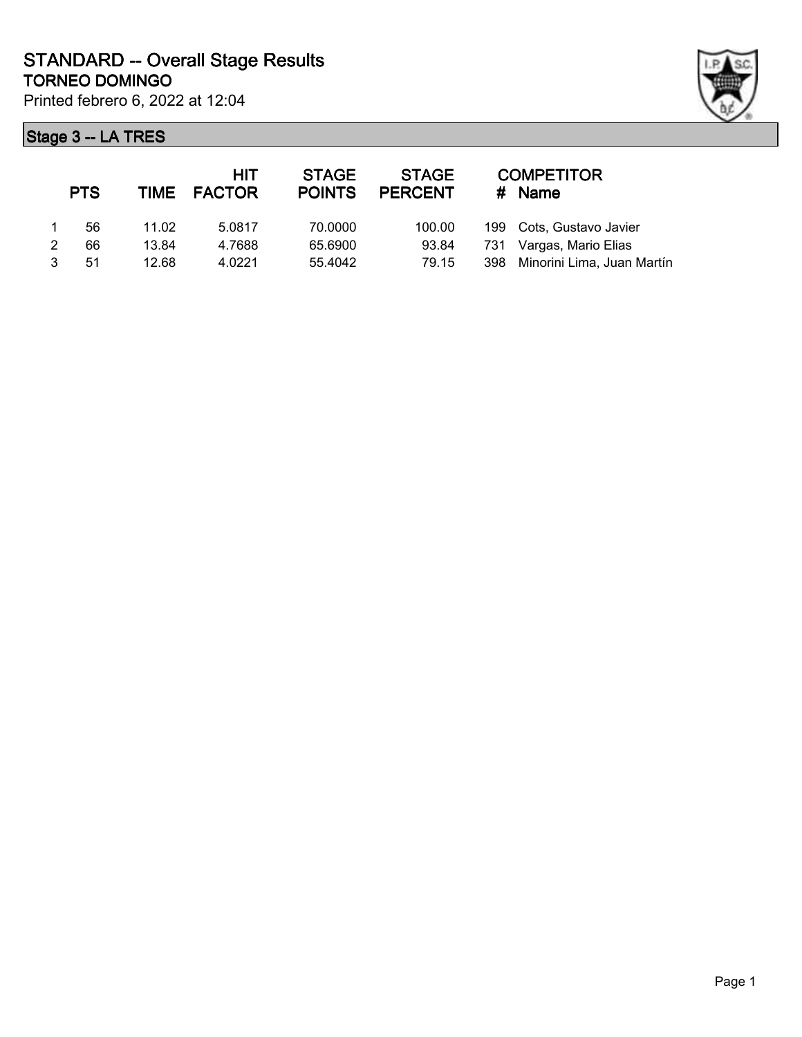# STANDARD -- Overall Stage Results

## TORNEO DOMINGO

Printed febrero 6, 2022 at 12:04

### Stage 3 -- LA TRES

| | PTS | TIME | HIT FACTOR | STAGE POINTS | STAGE PERCENT | # | COMPETITOR Name |
|---|---|---|---|---|---|---|---|
| 1 | 56 | 11.02 | 5.0817 | 70.0000 | 100.00 | 199 | Cots, Gustavo Javier |
| 2 | 66 | 13.84 | 4.7688 | 65.6900 | 93.84 | 731 | Vargas, Mario Elias |
| 3 | 51 | 12.68 | 4.0221 | 55.4042 | 79.15 | 398 | Minorini Lima, Juan Martín |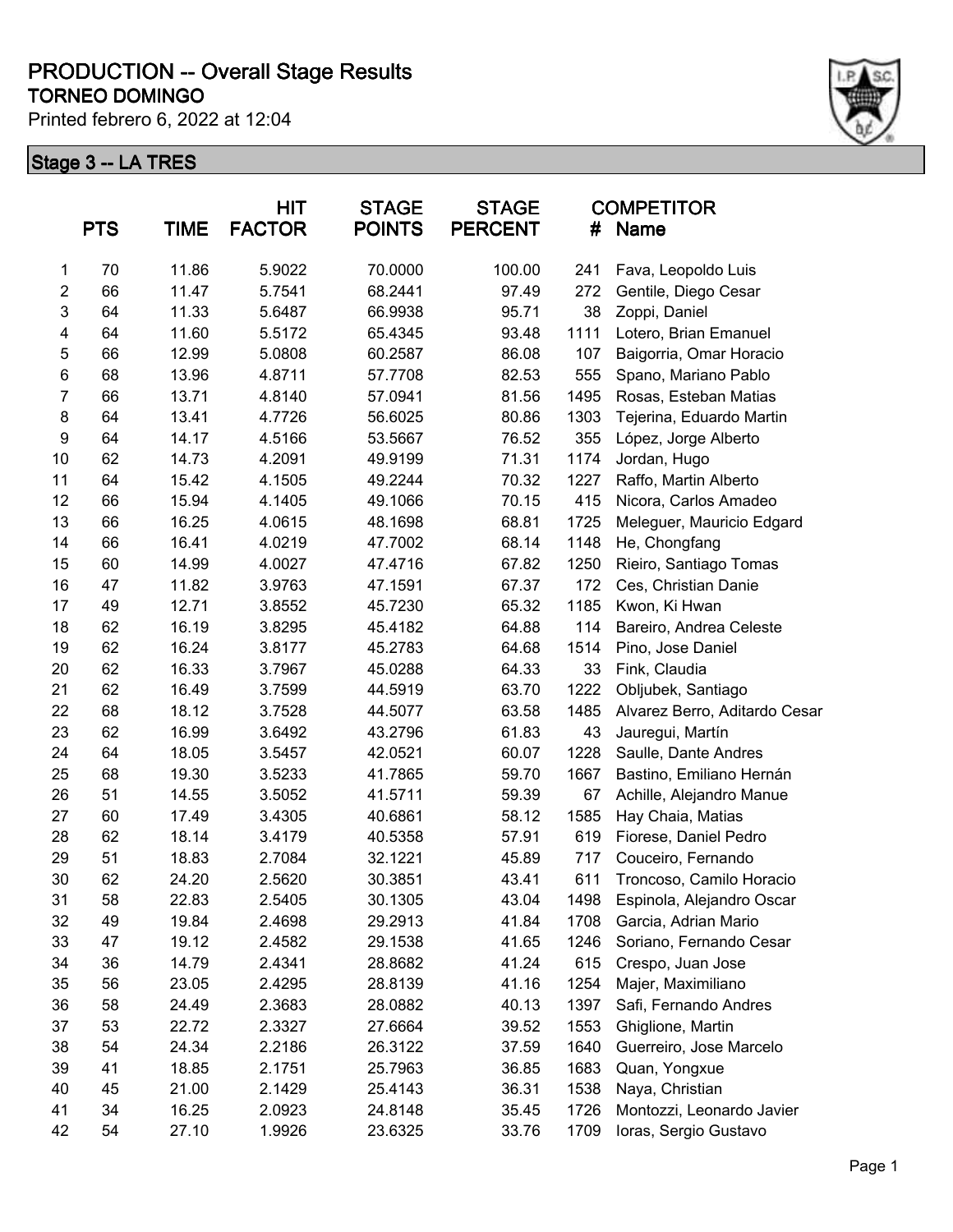# PRODUCTION -- Overall Stage Results

## TORNEO DOMINGO

Printed febrero 6, 2022 at 12:04

### Stage 3 -- LA TRES

| | PTS | TIME | HIT FACTOR | STAGE POINTS | STAGE PERCENT | COMPETITOR # | Name |
|---|---|---|---|---|---|---|---|
| 1 | 70 | 11.86 | 5.9022 | 70.0000 | 100.00 | 241 | Fava, Leopoldo Luis |
| 2 | 66 | 11.47 | 5.7541 | 68.2441 | 97.49 | 272 | Gentile, Diego Cesar |
| 3 | 64 | 11.33 | 5.6487 | 66.9938 | 95.71 | 38 | Zoppi, Daniel |
| 4 | 64 | 11.60 | 5.5172 | 65.4345 | 93.48 | 1111 | Lotero, Brian Emanuel |
| 5 | 66 | 12.99 | 5.0808 | 60.2587 | 86.08 | 107 | Baigorria, Omar Horacio |
| 6 | 68 | 13.96 | 4.8711 | 57.7708 | 82.53 | 555 | Spano, Mariano Pablo |
| 7 | 66 | 13.71 | 4.8140 | 57.0941 | 81.56 | 1495 | Rosas, Esteban Matias |
| 8 | 64 | 13.41 | 4.7726 | 56.6025 | 80.86 | 1303 | Tejerina, Eduardo Martin |
| 9 | 64 | 14.17 | 4.5166 | 53.5667 | 76.52 | 355 | López, Jorge Alberto |
| 10 | 62 | 14.73 | 4.2091 | 49.9199 | 71.31 | 1174 | Jordan, Hugo |
| 11 | 64 | 15.42 | 4.1505 | 49.2244 | 70.32 | 1227 | Raffo, Martin Alberto |
| 12 | 66 | 15.94 | 4.1405 | 49.1066 | 70.15 | 415 | Nicora, Carlos Amadeo |
| 13 | 66 | 16.25 | 4.0615 | 48.1698 | 68.81 | 1725 | Meleguer, Mauricio Edgard |
| 14 | 66 | 16.41 | 4.0219 | 47.7002 | 68.14 | 1148 | He, Chongfang |
| 15 | 60 | 14.99 | 4.0027 | 47.4716 | 67.82 | 1250 | Rieiro, Santiago Tomas |
| 16 | 47 | 11.82 | 3.9763 | 47.1591 | 67.37 | 172 | Ces, Christian Danie |
| 17 | 49 | 12.71 | 3.8552 | 45.7230 | 65.32 | 1185 | Kwon, Ki Hwan |
| 18 | 62 | 16.19 | 3.8295 | 45.4182 | 64.88 | 114 | Bareiro, Andrea Celeste |
| 19 | 62 | 16.24 | 3.8177 | 45.2783 | 64.68 | 1514 | Pino, Jose Daniel |
| 20 | 62 | 16.33 | 3.7967 | 45.0288 | 64.33 | 33 | Fink, Claudia |
| 21 | 62 | 16.49 | 3.7599 | 44.5919 | 63.70 | 1222 | Obljubek, Santiago |
| 22 | 68 | 18.12 | 3.7528 | 44.5077 | 63.58 | 1485 | Alvarez Berro, Aditardo Cesar |
| 23 | 62 | 16.99 | 3.6492 | 43.2796 | 61.83 | 43 | Jauregui, Martín |
| 24 | 64 | 18.05 | 3.5457 | 42.0521 | 60.07 | 1228 | Saulle, Dante Andres |
| 25 | 68 | 19.30 | 3.5233 | 41.7865 | 59.70 | 1667 | Bastino, Emiliano Hernán |
| 26 | 51 | 14.55 | 3.5052 | 41.5711 | 59.39 | 67 | Achille, Alejandro Manue |
| 27 | 60 | 17.49 | 3.4305 | 40.6861 | 58.12 | 1585 | Hay Chaia, Matias |
| 28 | 62 | 18.14 | 3.4179 | 40.5358 | 57.91 | 619 | Fiorese, Daniel Pedro |
| 29 | 51 | 18.83 | 2.7084 | 32.1221 | 45.89 | 717 | Couceiro, Fernando |
| 30 | 62 | 24.20 | 2.5620 | 30.3851 | 43.41 | 611 | Troncoso, Camilo Horacio |
| 31 | 58 | 22.83 | 2.5405 | 30.1305 | 43.04 | 1498 | Espinola, Alejandro Oscar |
| 32 | 49 | 19.84 | 2.4698 | 29.2913 | 41.84 | 1708 | Garcia, Adrian Mario |
| 33 | 47 | 19.12 | 2.4582 | 29.1538 | 41.65 | 1246 | Soriano, Fernando Cesar |
| 34 | 36 | 14.79 | 2.4341 | 28.8682 | 41.24 | 615 | Crespo, Juan Jose |
| 35 | 56 | 23.05 | 2.4295 | 28.8139 | 41.16 | 1254 | Majer, Maximiliano |
| 36 | 58 | 24.49 | 2.3683 | 28.0882 | 40.13 | 1397 | Safi, Fernando Andres |
| 37 | 53 | 22.72 | 2.3327 | 27.6664 | 39.52 | 1553 | Ghiglione, Martin |
| 38 | 54 | 24.34 | 2.2186 | 26.3122 | 37.59 | 1640 | Guerreiro, Jose Marcelo |
| 39 | 41 | 18.85 | 2.1751 | 25.7963 | 36.85 | 1683 | Quan, Yongxue |
| 40 | 45 | 21.00 | 2.1429 | 25.4143 | 36.31 | 1538 | Naya, Christian |
| 41 | 34 | 16.25 | 2.0923 | 24.8148 | 35.45 | 1726 | Montozzi, Leonardo Javier |
| 42 | 54 | 27.10 | 1.9926 | 23.6325 | 33.76 | 1709 | Ioras, Sergio Gustavo |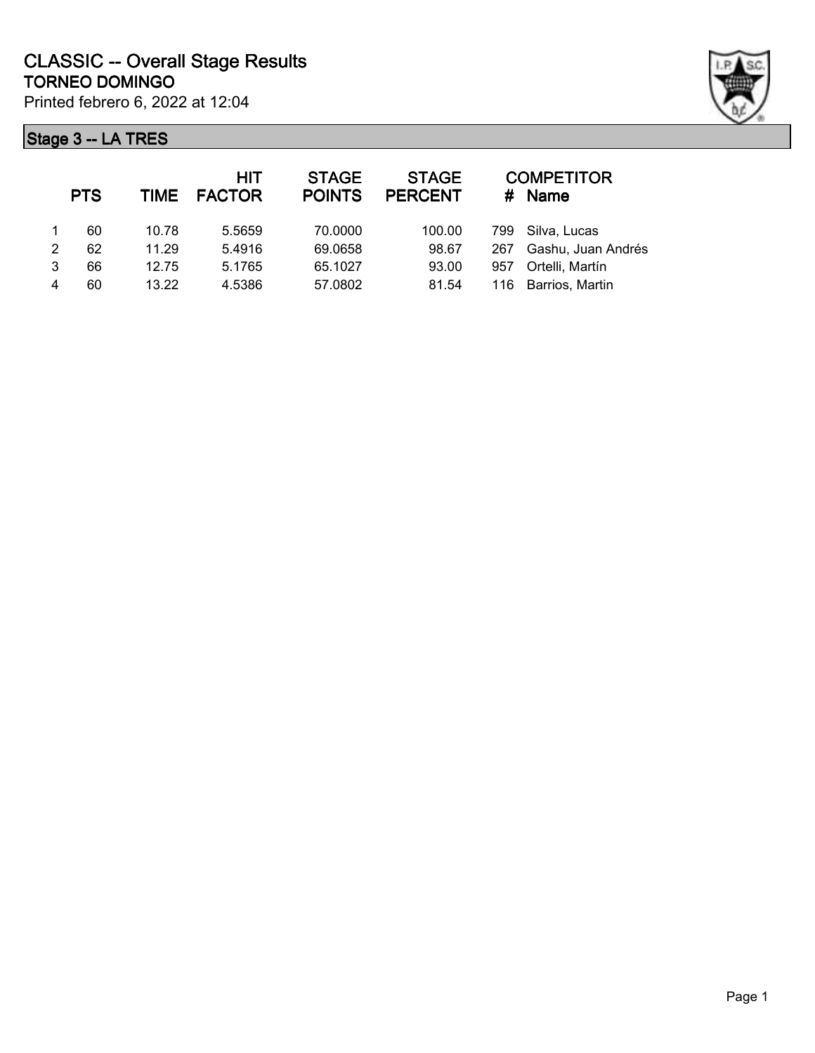# CLASSIC -- Overall Stage Results
## TORNEO DOMINGO
Printed febrero 6, 2022 at 12:04

### Stage 3 -- LA TRES

| | PTS | TIME | HIT FACTOR | STAGE POINTS | STAGE PERCENT | # | COMPETITOR Name |
|---|---|---|---|---|---|---|---|
| 1 | 60 | 10.78 | 5.5659 | 70.0000 | 100.00 | 799 | Silva, Lucas |
| 2 | 62 | 11.29 | 5.4916 | 69.0658 | 98.67 | 267 | Gashu, Juan Andrés |
| 3 | 66 | 12.75 | 5.1765 | 65.1027 | 93.00 | 957 | Ortelli, Martín |
| 4 | 60 | 13.22 | 4.5386 | 57.0802 | 81.54 | 116 | Barrios, Martin |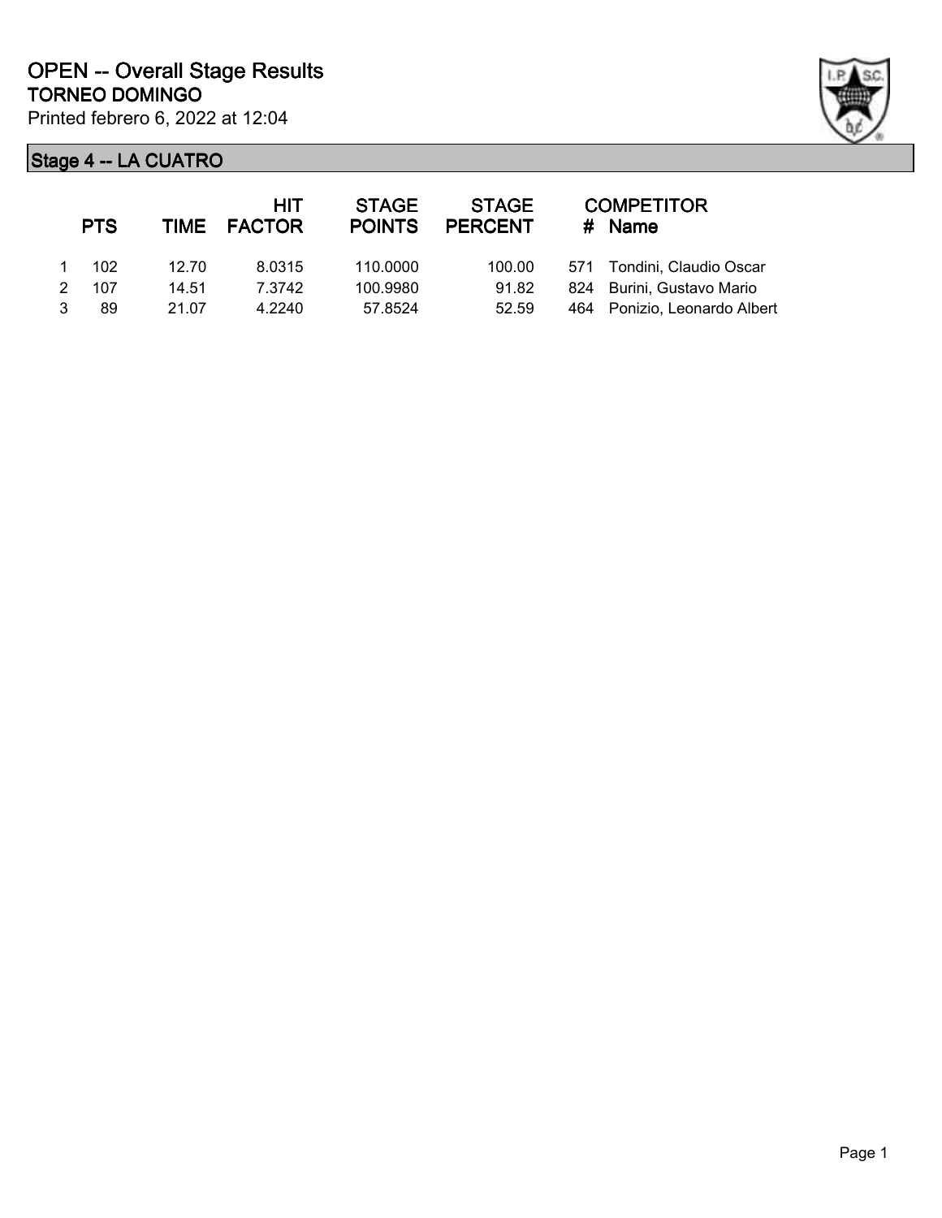# OPEN -- Overall Stage Results

## TORNEO DOMINGO

Printed febrero 6, 2022 at 12:04

### Stage 4 -- LA CUATRO

| | PTS | TIME | HIT FACTOR | STAGE POINTS | STAGE PERCENT | # | COMPETITOR Name |
|---|---|---|---|---|---|---|---|
| 1 | 102 | 12.70 | 8.0315 | 110.0000 | 100.00 | 571 | Tondini, Claudio Oscar |
| 2 | 107 | 14.51 | 7.3742 | 100.9980 | 91.82 | 824 | Burini, Gustavo Mario |
| 3 | 89 | 21.07 | 4.2240 | 57.8524 | 52.59 | 464 | Ponizio, Leonardo Albert |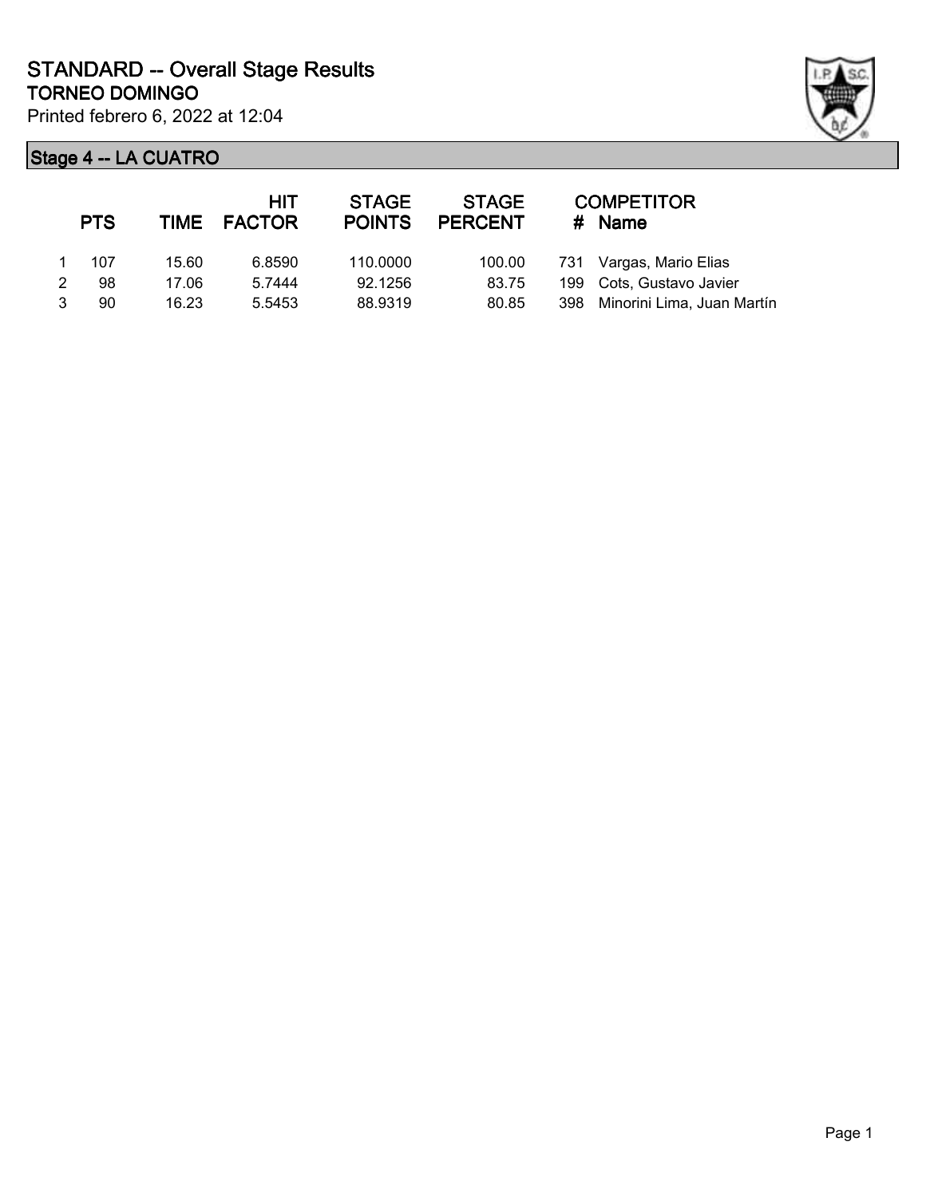# STANDARD -- Overall Stage Results

## TORNEO DOMINGO

Printed febrero 6, 2022 at 12:04

### Stage 4 -- LA CUATRO

| | PTS | TIME | HIT FACTOR | STAGE POINTS | STAGE PERCENT | # | COMPETITOR Name |
|---|---|---|---|---|---|---|---|
| 1 | 107 | 15.60 | 6.8590 | 110.0000 | 100.00 | 731 | Vargas, Mario Elias |
| 2 | 98 | 17.06 | 5.7444 | 92.1256 | 83.75 | 199 | Cots, Gustavo Javier |
| 3 | 90 | 16.23 | 5.5453 | 88.9319 | 80.85 | 398 | Minorini Lima, Juan Martín |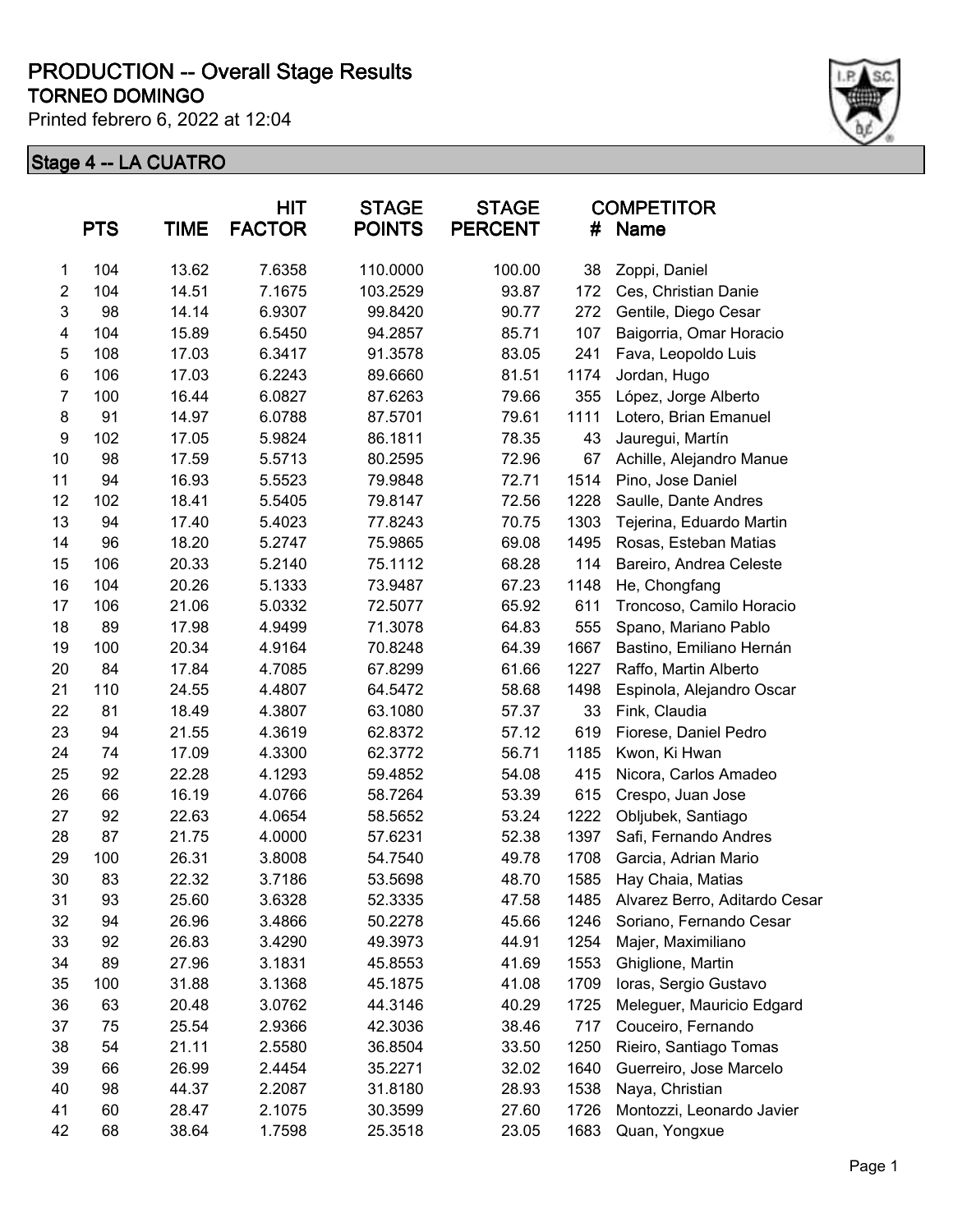# PRODUCTION -- Overall Stage Results

## TORNEO DOMINGO

Printed febrero 6, 2022 at 12:04

### Stage 4 -- LA CUATRO

| | PTS | TIME | HIT FACTOR | STAGE POINTS | STAGE PERCENT | COMPETITOR # | Name |
|---|---|---|---|---|---|---|---|
| 1 | 104 | 13.62 | 7.6358 | 110.0000 | 100.00 | 38 | Zoppi, Daniel |
| 2 | 104 | 14.51 | 7.1675 | 103.2529 | 93.87 | 172 | Ces, Christian Danie |
| 3 | 98 | 14.14 | 6.9307 | 99.8420 | 90.77 | 272 | Gentile, Diego Cesar |
| 4 | 104 | 15.89 | 6.5450 | 94.2857 | 85.71 | 107 | Baigorria, Omar Horacio |
| 5 | 108 | 17.03 | 6.3417 | 91.3578 | 83.05 | 241 | Fava, Leopoldo Luis |
| 6 | 106 | 17.03 | 6.2243 | 89.6660 | 81.51 | 1174 | Jordan, Hugo |
| 7 | 100 | 16.44 | 6.0827 | 87.6263 | 79.66 | 355 | López, Jorge Alberto |
| 8 | 91 | 14.97 | 6.0788 | 87.5701 | 79.61 | 1111 | Lotero, Brian Emanuel |
| 9 | 102 | 17.05 | 5.9824 | 86.1811 | 78.35 | 43 | Jauregui, Martín |
| 10 | 98 | 17.59 | 5.5713 | 80.2595 | 72.96 | 67 | Achille, Alejandro Manue |
| 11 | 94 | 16.93 | 5.5523 | 79.9848 | 72.71 | 1514 | Pino, Jose Daniel |
| 12 | 102 | 18.41 | 5.5405 | 79.8147 | 72.56 | 1228 | Saulle, Dante Andres |
| 13 | 94 | 17.40 | 5.4023 | 77.8243 | 70.75 | 1303 | Tejerina, Eduardo Martin |
| 14 | 96 | 18.20 | 5.2747 | 75.9865 | 69.08 | 1495 | Rosas, Esteban Matias |
| 15 | 106 | 20.33 | 5.2140 | 75.1112 | 68.28 | 114 | Bareiro, Andrea Celeste |
| 16 | 104 | 20.26 | 5.1333 | 73.9487 | 67.23 | 1148 | He, Chongfang |
| 17 | 106 | 21.06 | 5.0332 | 72.5077 | 65.92 | 611 | Troncoso, Camilo Horacio |
| 18 | 89 | 17.98 | 4.9499 | 71.3078 | 64.83 | 555 | Spano, Mariano Pablo |
| 19 | 100 | 20.34 | 4.9164 | 70.8248 | 64.39 | 1667 | Bastino, Emiliano Hernán |
| 20 | 84 | 17.84 | 4.7085 | 67.8299 | 61.66 | 1227 | Raffo, Martin Alberto |
| 21 | 110 | 24.55 | 4.4807 | 64.5472 | 58.68 | 1498 | Espinola, Alejandro Oscar |
| 22 | 81 | 18.49 | 4.3807 | 63.1080 | 57.37 | 33 | Fink, Claudia |
| 23 | 94 | 21.55 | 4.3619 | 62.8372 | 57.12 | 619 | Fiorese, Daniel Pedro |
| 24 | 74 | 17.09 | 4.3300 | 62.3772 | 56.71 | 1185 | Kwon, Ki Hwan |
| 25 | 92 | 22.28 | 4.1293 | 59.4852 | 54.08 | 415 | Nicora, Carlos Amadeo |
| 26 | 66 | 16.19 | 4.0766 | 58.7264 | 53.39 | 615 | Crespo, Juan Jose |
| 27 | 92 | 22.63 | 4.0654 | 58.5652 | 53.24 | 1222 | Obljubek, Santiago |
| 28 | 87 | 21.75 | 4.0000 | 57.6231 | 52.38 | 1397 | Safi, Fernando Andres |
| 29 | 100 | 26.31 | 3.8008 | 54.7540 | 49.78 | 1708 | Garcia, Adrian Mario |
| 30 | 83 | 22.32 | 3.7186 | 53.5698 | 48.70 | 1585 | Hay Chaia, Matias |
| 31 | 93 | 25.60 | 3.6328 | 52.3335 | 47.58 | 1485 | Alvarez Berro, Aditardo Cesar |
| 32 | 94 | 26.96 | 3.4866 | 50.2278 | 45.66 | 1246 | Soriano, Fernando Cesar |
| 33 | 92 | 26.83 | 3.4290 | 49.3973 | 44.91 | 1254 | Majer, Maximiliano |
| 34 | 89 | 27.96 | 3.1831 | 45.8553 | 41.69 | 1553 | Ghiglione, Martin |
| 35 | 100 | 31.88 | 3.1368 | 45.1875 | 41.08 | 1709 | Ioras, Sergio Gustavo |
| 36 | 63 | 20.48 | 3.0762 | 44.3146 | 40.29 | 1725 | Meleguer, Mauricio Edgard |
| 37 | 75 | 25.54 | 2.9366 | 42.3036 | 38.46 | 717 | Couceiro, Fernando |
| 38 | 54 | 21.11 | 2.5580 | 36.8504 | 33.50 | 1250 | Rieiro, Santiago Tomas |
| 39 | 66 | 26.99 | 2.4454 | 35.2271 | 32.02 | 1640 | Guerreiro, Jose Marcelo |
| 40 | 98 | 44.37 | 2.2087 | 31.8180 | 28.93 | 1538 | Naya, Christian |
| 41 | 60 | 28.47 | 2.1075 | 30.3599 | 27.60 | 1726 | Montozzi, Leonardo Javier |
| 42 | 68 | 38.64 | 1.7598 | 25.3518 | 23.05 | 1683 | Quan, Yongxue |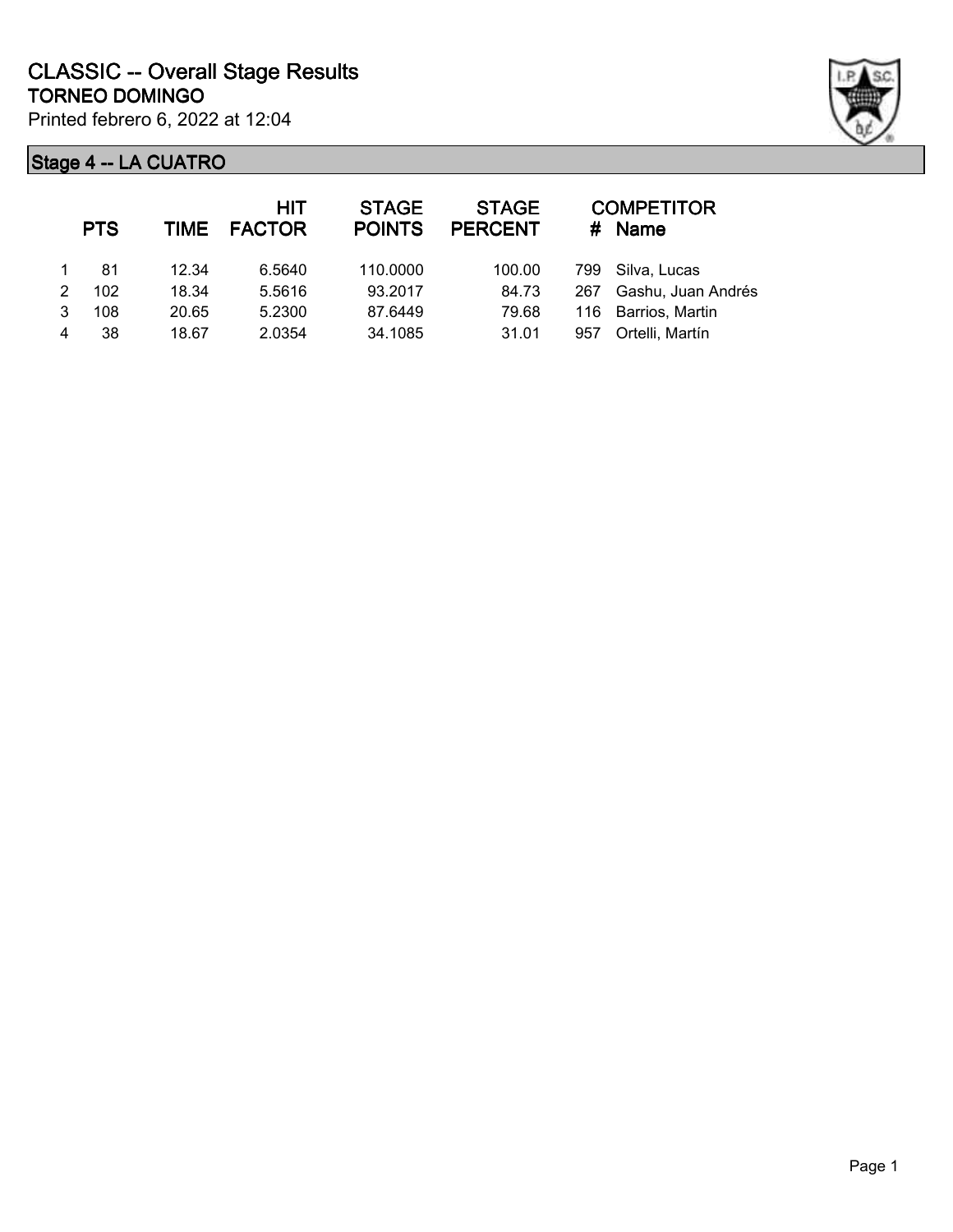# CLASSIC -- Overall Stage Results

## TORNEO DOMINGO

Printed febrero 6, 2022 at 12:04

### Stage 4 -- LA CUATRO

| | PTS | TIME | HIT FACTOR | STAGE POINTS | STAGE PERCENT | # | COMPETITOR Name |
|---|---|---|---|---|---|---|---|
| 1 | 81 | 12.34 | 6.5640 | 110.0000 | 100.00 | 799 | Silva, Lucas |
| 2 | 102 | 18.34 | 5.5616 | 93.2017 | 84.73 | 267 | Gashu, Juan Andrés |
| 3 | 108 | 20.65 | 5.2300 | 87.6449 | 79.68 | 116 | Barrios, Martin |
| 4 | 38 | 18.67 | 2.0354 | 34.1085 | 31.01 | 957 | Ortelli, Martín |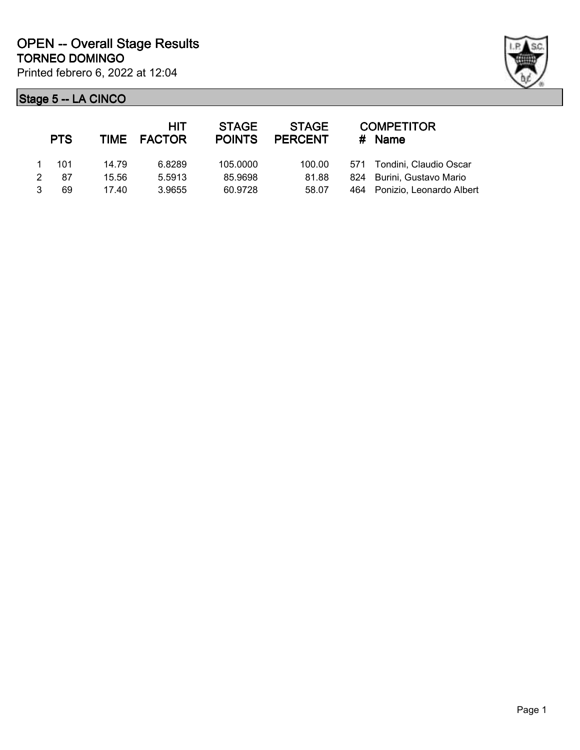# OPEN -- Overall Stage Results

## TORNEO DOMINGO

Printed febrero 6, 2022 at 12:04

### Stage 5 -- LA CINCO

| | PTS | TIME | HIT FACTOR | STAGE POINTS | STAGE PERCENT | # | COMPETITOR Name |
|---|---|---|---|---|---|---|---|
| 1 | 101 | 14.79 | 6.8289 | 105.0000 | 100.00 | 571 | Tondini, Claudio Oscar |
| 2 | 87 | 15.56 | 5.5913 | 85.9698 | 81.88 | 824 | Burini, Gustavo Mario |
| 3 | 69 | 17.40 | 3.9655 | 60.9728 | 58.07 | 464 | Ponizio, Leonardo Albert |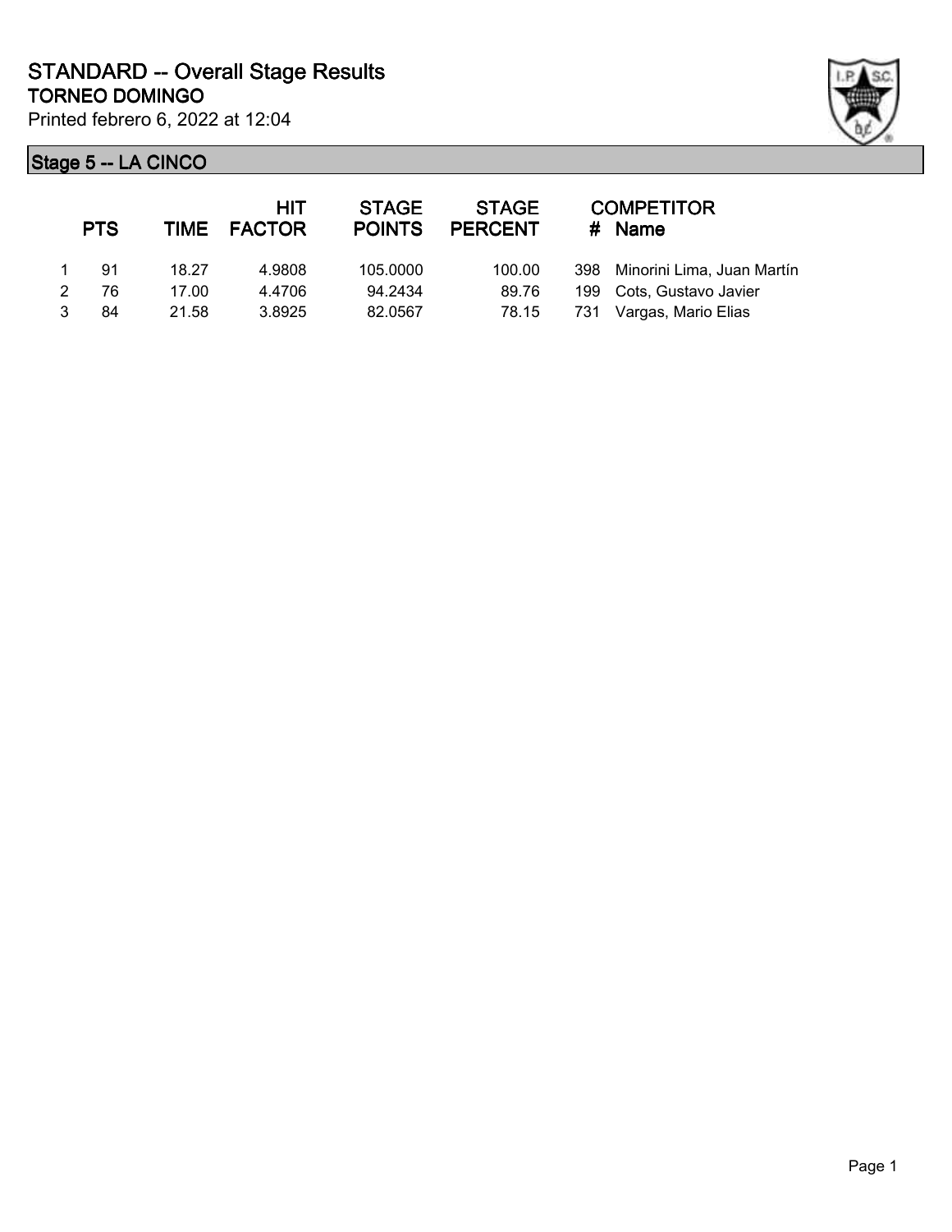# STANDARD -- Overall Stage Results

## TORNEO DOMINGO

Printed febrero 6, 2022 at 12:04

### Stage 5 -- LA CINCO

| | PTS | TIME | HIT FACTOR | STAGE POINTS | STAGE PERCENT | # | COMPETITOR Name |
|---|---|---|---|---|---|---|---|
| 1 | 91 | 18.27 | 4.9808 | 105.0000 | 100.00 | 398 | Minorini Lima, Juan Martín |
| 2 | 76 | 17.00 | 4.4706 | 94.2434 | 89.76 | 199 | Cots, Gustavo Javier |
| 3 | 84 | 21.58 | 3.8925 | 82.0567 | 78.15 | 731 | Vargas, Mario Elias |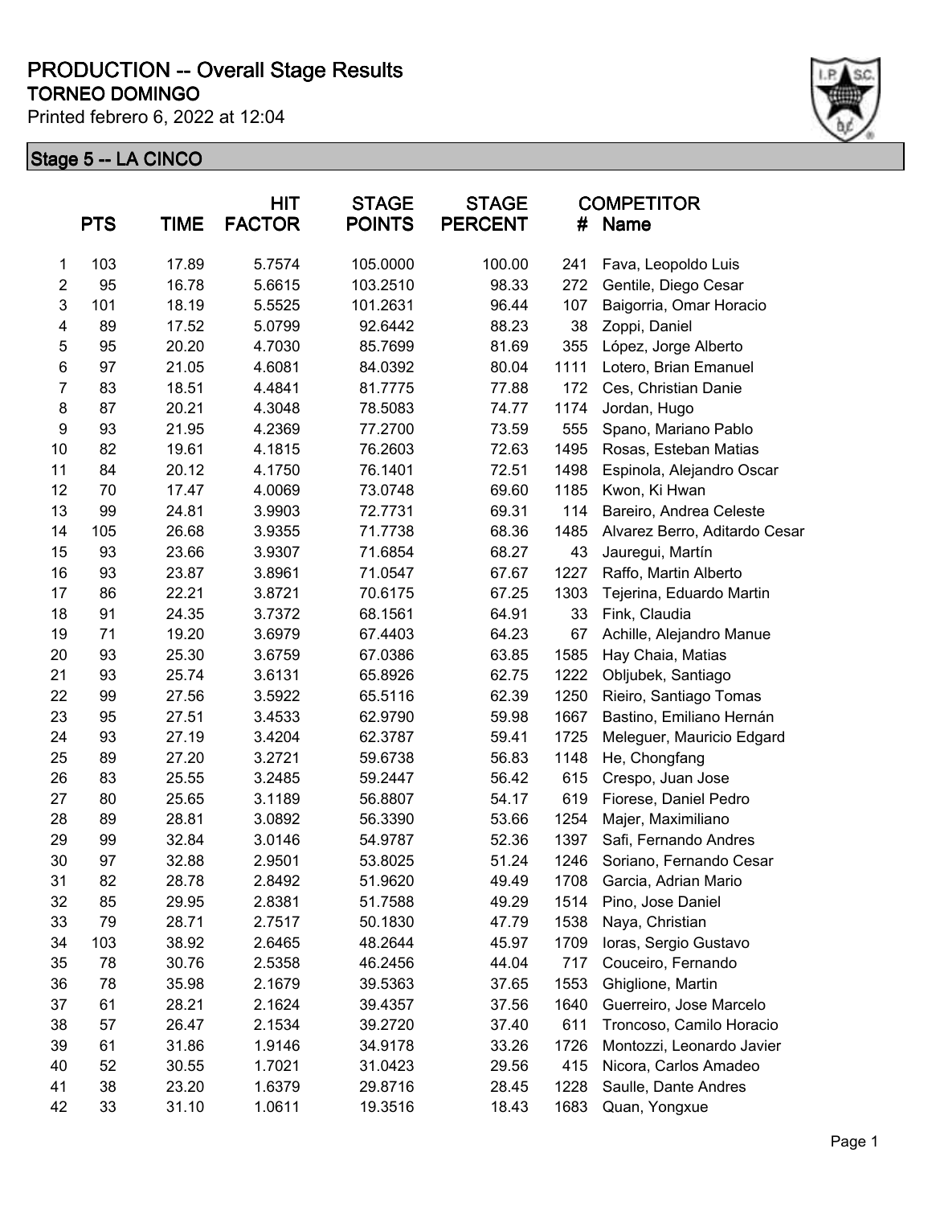# PRODUCTION -- Overall Stage Results

## TORNEO DOMINGO

Printed febrero 6, 2022 at 12:04

### Stage 5 -- LA CINCO

| | PTS | TIME | HIT FACTOR | STAGE POINTS | STAGE PERCENT | COMPETITOR # | Name |
|---|---|---|---|---|---|---|---|
| 1 | 103 | 17.89 | 5.7574 | 105.0000 | 100.00 | 241 | Fava, Leopoldo Luis |
| 2 | 95 | 16.78 | 5.6615 | 103.2510 | 98.33 | 272 | Gentile, Diego Cesar |
| 3 | 101 | 18.19 | 5.5525 | 101.2631 | 96.44 | 107 | Baigorria, Omar Horacio |
| 4 | 89 | 17.52 | 5.0799 | 92.6442 | 88.23 | 38 | Zoppi, Daniel |
| 5 | 95 | 20.20 | 4.7030 | 85.7699 | 81.69 | 355 | López, Jorge Alberto |
| 6 | 97 | 21.05 | 4.6081 | 84.0392 | 80.04 | 1111 | Lotero, Brian Emanuel |
| 7 | 83 | 18.51 | 4.4841 | 81.7775 | 77.88 | 172 | Ces, Christian Danie |
| 8 | 87 | 20.21 | 4.3048 | 78.5083 | 74.77 | 1174 | Jordan, Hugo |
| 9 | 93 | 21.95 | 4.2369 | 77.2700 | 73.59 | 555 | Spano, Mariano Pablo |
| 10 | 82 | 19.61 | 4.1815 | 76.2603 | 72.63 | 1495 | Rosas, Esteban Matias |
| 11 | 84 | 20.12 | 4.1750 | 76.1401 | 72.51 | 1498 | Espinola, Alejandro Oscar |
| 12 | 70 | 17.47 | 4.0069 | 73.0748 | 69.60 | 1185 | Kwon, Ki Hwan |
| 13 | 99 | 24.81 | 3.9903 | 72.7731 | 69.31 | 114 | Bareiro, Andrea Celeste |
| 14 | 105 | 26.68 | 3.9355 | 71.7738 | 68.36 | 1485 | Alvarez Berro, Aditardo Cesar |
| 15 | 93 | 23.66 | 3.9307 | 71.6854 | 68.27 | 43 | Jauregui, Martín |
| 16 | 93 | 23.87 | 3.8961 | 71.0547 | 67.67 | 1227 | Raffo, Martin Alberto |
| 17 | 86 | 22.21 | 3.8721 | 70.6175 | 67.25 | 1303 | Tejerina, Eduardo Martin |
| 18 | 91 | 24.35 | 3.7372 | 68.1561 | 64.91 | 33 | Fink, Claudia |
| 19 | 71 | 19.20 | 3.6979 | 67.4403 | 64.23 | 67 | Achille, Alejandro Manue |
| 20 | 93 | 25.30 | 3.6759 | 67.0386 | 63.85 | 1585 | Hay Chaia, Matias |
| 21 | 93 | 25.74 | 3.6131 | 65.8926 | 62.75 | 1222 | Obljubek, Santiago |
| 22 | 99 | 27.56 | 3.5922 | 65.5116 | 62.39 | 1250 | Rieiro, Santiago Tomas |
| 23 | 95 | 27.51 | 3.4533 | 62.9790 | 59.98 | 1667 | Bastino, Emiliano Hernán |
| 24 | 93 | 27.19 | 3.4204 | 62.3787 | 59.41 | 1725 | Meleguer, Mauricio Edgard |
| 25 | 89 | 27.20 | 3.2721 | 59.6738 | 56.83 | 1148 | He, Chongfang |
| 26 | 83 | 25.55 | 3.2485 | 59.2447 | 56.42 | 615 | Crespo, Juan Jose |
| 27 | 80 | 25.65 | 3.1189 | 56.8807 | 54.17 | 619 | Fiorese, Daniel Pedro |
| 28 | 89 | 28.81 | 3.0892 | 56.3390 | 53.66 | 1254 | Majer, Maximiliano |
| 29 | 99 | 32.84 | 3.0146 | 54.9787 | 52.36 | 1397 | Safi, Fernando Andres |
| 30 | 97 | 32.88 | 2.9501 | 53.8025 | 51.24 | 1246 | Soriano, Fernando Cesar |
| 31 | 82 | 28.78 | 2.8492 | 51.9620 | 49.49 | 1708 | Garcia, Adrian Mario |
| 32 | 85 | 29.95 | 2.8381 | 51.7588 | 49.29 | 1514 | Pino, Jose Daniel |
| 33 | 79 | 28.71 | 2.7517 | 50.1830 | 47.79 | 1538 | Naya, Christian |
| 34 | 103 | 38.92 | 2.6465 | 48.2644 | 45.97 | 1709 | Ioras, Sergio Gustavo |
| 35 | 78 | 30.76 | 2.5358 | 46.2456 | 44.04 | 717 | Couceiro, Fernando |
| 36 | 78 | 35.98 | 2.1679 | 39.5363 | 37.65 | 1553 | Ghiglione, Martin |
| 37 | 61 | 28.21 | 2.1624 | 39.4357 | 37.56 | 1640 | Guerreiro, Jose Marcelo |
| 38 | 57 | 26.47 | 2.1534 | 39.2720 | 37.40 | 611 | Troncoso, Camilo Horacio |
| 39 | 61 | 31.86 | 1.9146 | 34.9178 | 33.26 | 1726 | Montozzi, Leonardo Javier |
| 40 | 52 | 30.55 | 1.7021 | 31.0423 | 29.56 | 415 | Nicora, Carlos Amadeo |
| 41 | 38 | 23.20 | 1.6379 | 29.8716 | 28.45 | 1228 | Saulle, Dante Andres |
| 42 | 33 | 31.10 | 1.0611 | 19.3516 | 18.43 | 1683 | Quan, Yongxue |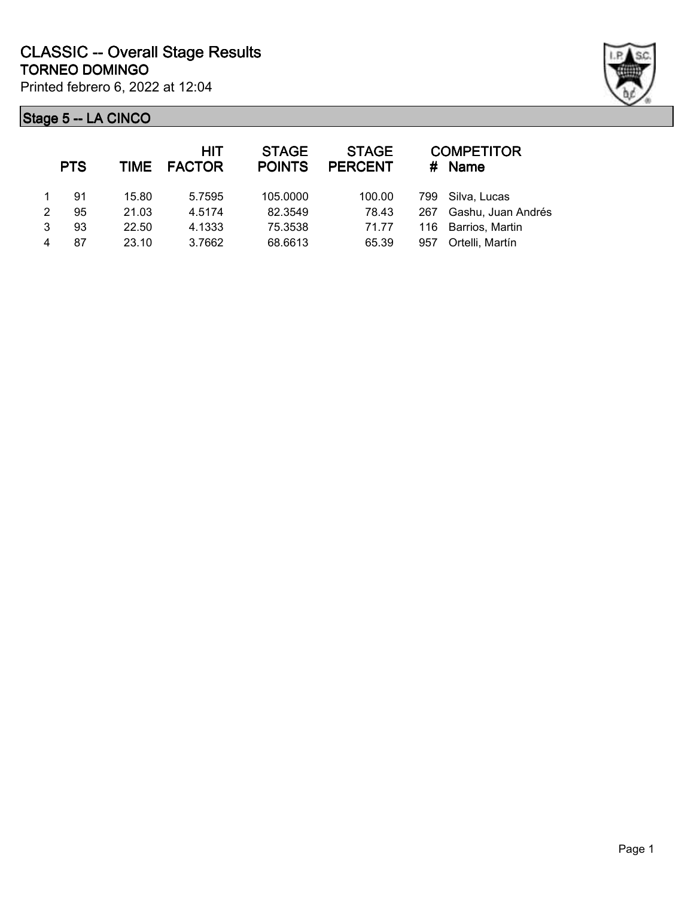# CLASSIC -- Overall Stage Results

## TORNEO DOMINGO

Printed febrero 6, 2022 at 12:04

### Stage 5 -- LA CINCO

| | PTS | TIME | HIT FACTOR | STAGE POINTS | STAGE PERCENT | # | COMPETITOR Name |
|---|---|---|---|---|---|---|---|
| 1 | 91 | 15.80 | 5.7595 | 105.0000 | 100.00 | 799 | Silva, Lucas |
| 2 | 95 | 21.03 | 4.5174 | 82.3549 | 78.43 | 267 | Gashu, Juan Andrés |
| 3 | 93 | 22.50 | 4.1333 | 75.3538 | 71.77 | 116 | Barrios, Martin |
| 4 | 87 | 23.10 | 3.7662 | 68.6613 | 65.39 | 957 | Ortelli, Martín |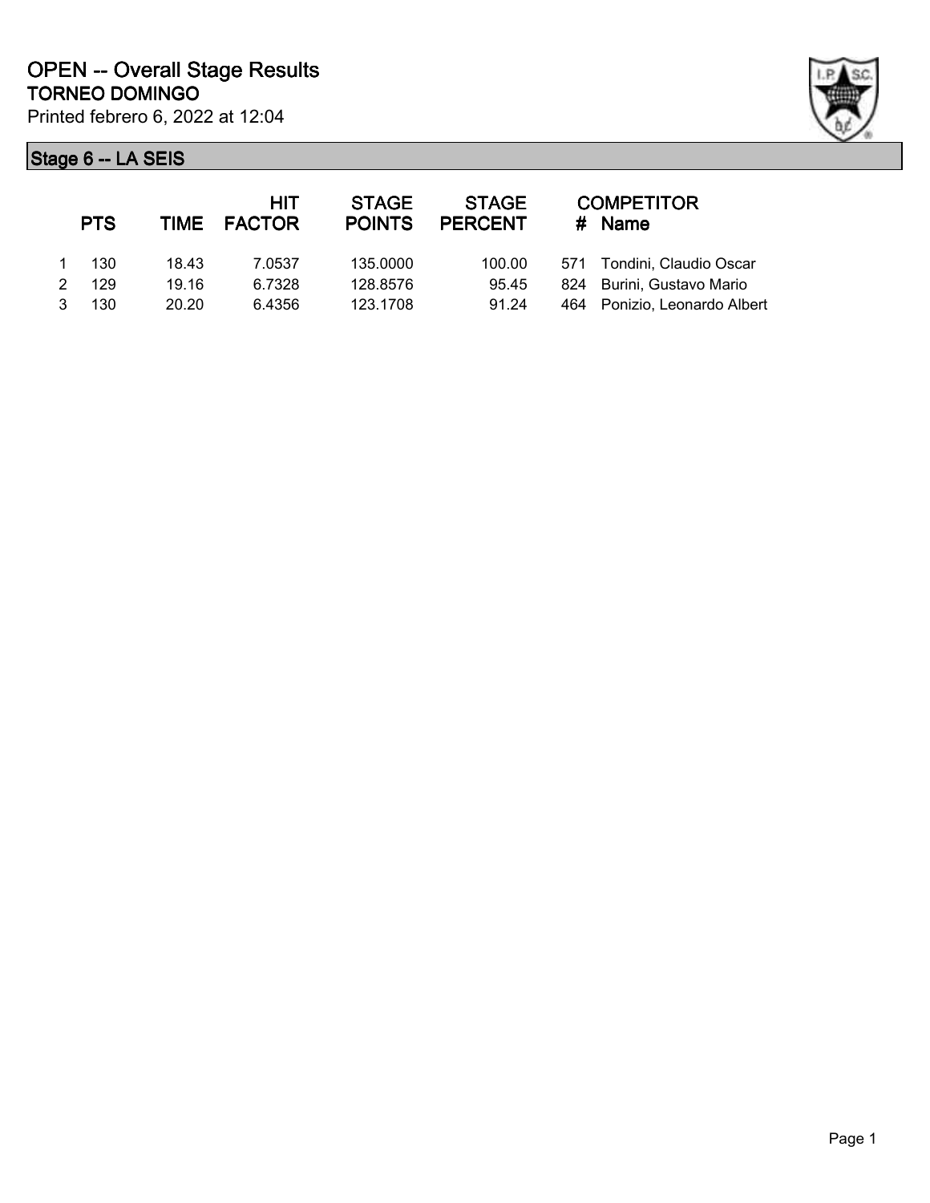# OPEN -- Overall Stage Results

## TORNEO DOMINGO

Printed febrero 6, 2022 at 12:04

### Stage 6 -- LA SEIS

| | PTS | TIME | HIT FACTOR | STAGE POINTS | STAGE PERCENT | # | COMPETITOR Name |
|---|---|---|---|---|---|---|---|
| 1 | 130 | 18.43 | 7.0537 | 135.0000 | 100.00 | 571 | Tondini, Claudio Oscar |
| 2 | 129 | 19.16 | 6.7328 | 128.8576 | 95.45 | 824 | Burini, Gustavo Mario |
| 3 | 130 | 20.20 | 6.4356 | 123.1708 | 91.24 | 464 | Ponizio, Leonardo Albert |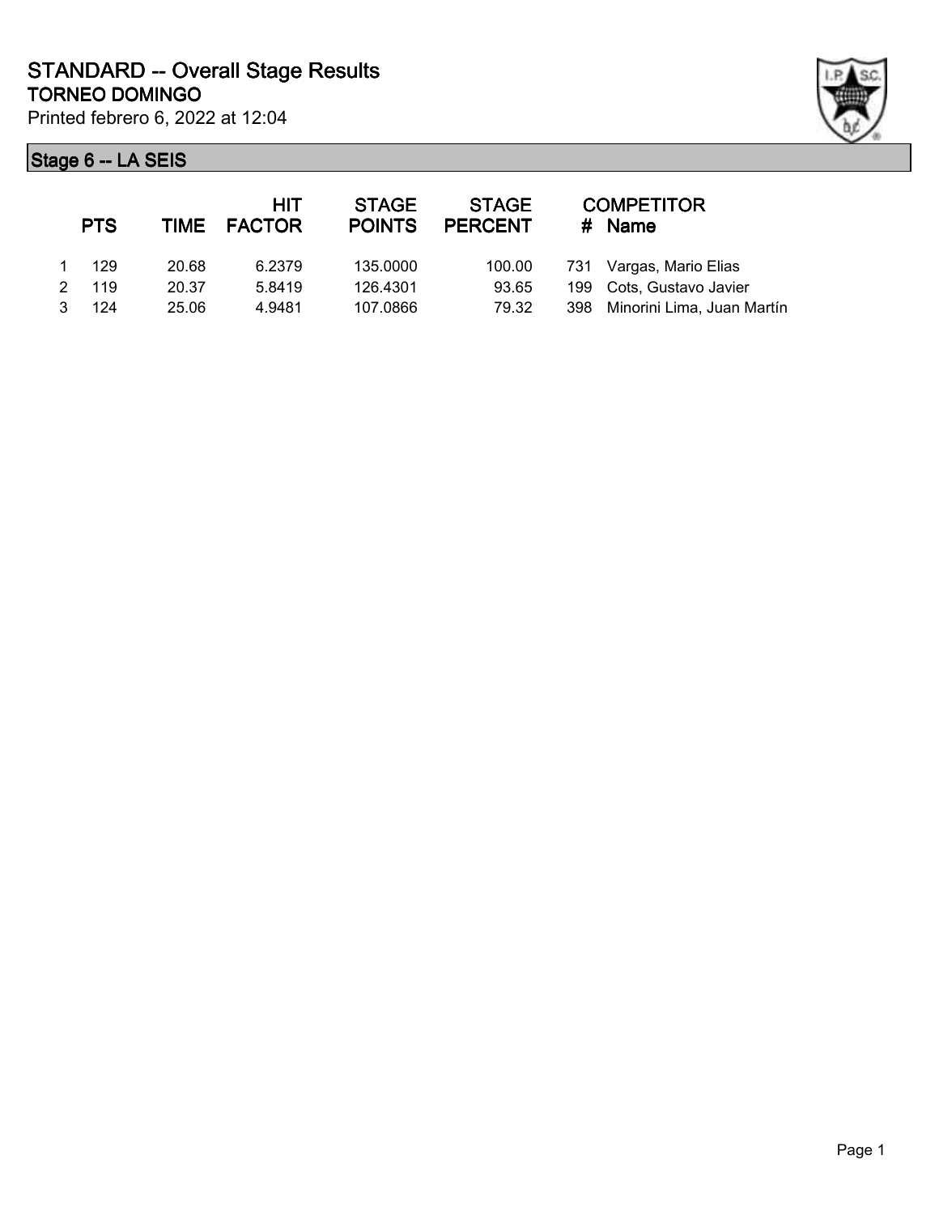# STANDARD -- Overall Stage Results

## TORNEO DOMINGO

Printed febrero 6, 2022 at 12:04

### Stage 6 -- LA SEIS

| | PTS | TIME | HIT FACTOR | STAGE POINTS | STAGE PERCENT | # | COMPETITOR Name |
|---|---|---|---|---|---|---|---|
| 1 | 129 | 20.68 | 6.2379 | 135.0000 | 100.00 | 731 | Vargas, Mario Elias |
| 2 | 119 | 20.37 | 5.8419 | 126.4301 | 93.65 | 199 | Cots, Gustavo Javier |
| 3 | 124 | 25.06 | 4.9481 | 107.0866 | 79.32 | 398 | Minorini Lima, Juan Martín |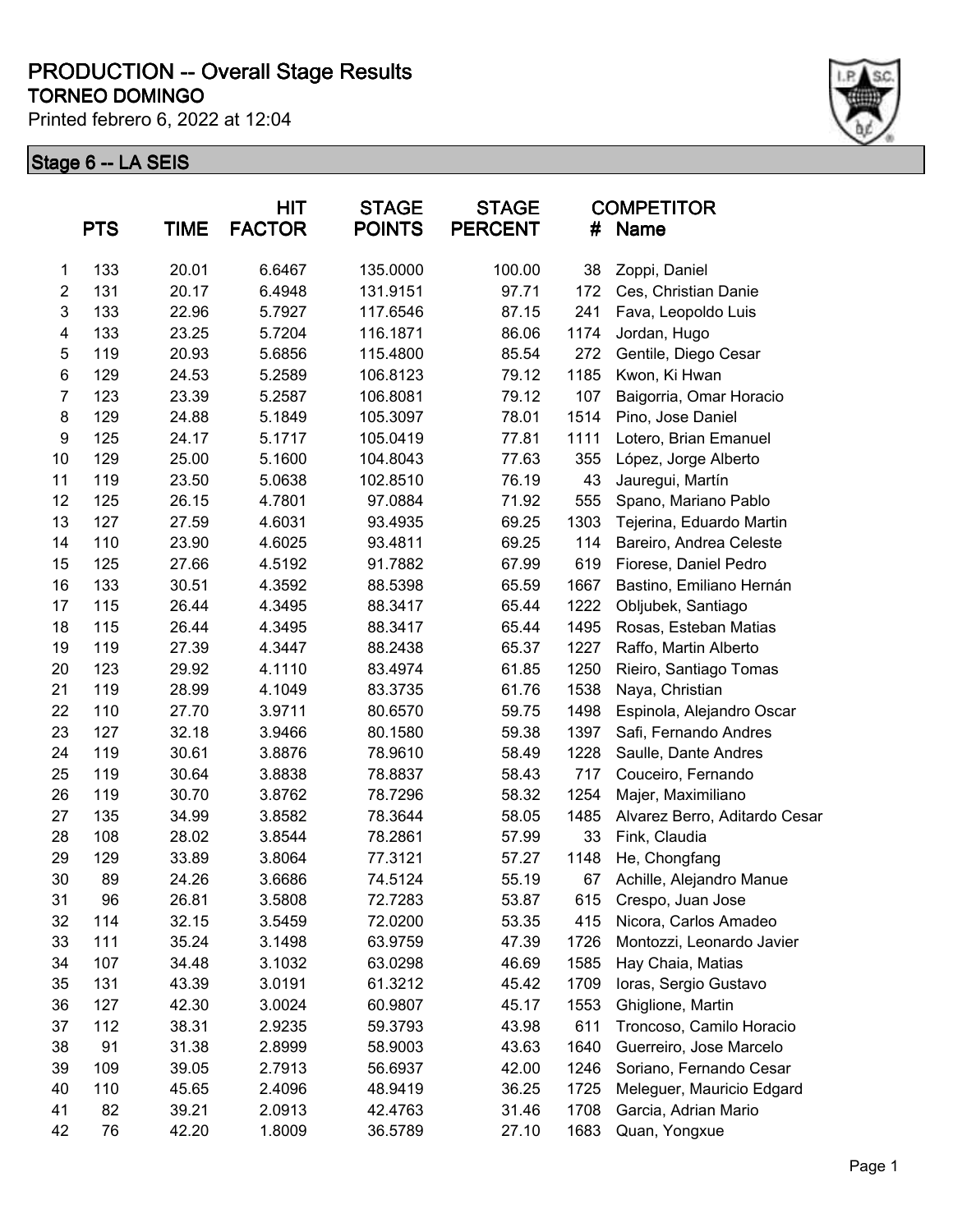# PRODUCTION -- Overall Stage Results

## TORNEO DOMINGO

Printed febrero 6, 2022 at 12:04

### Stage 6 -- LA SEIS

| | PTS | TIME | HIT FACTOR | STAGE POINTS | STAGE PERCENT | COMPETITOR # | Name |
|---|---|---|---|---|---|---|---|
| 1 | 133 | 20.01 | 6.6467 | 135.0000 | 100.00 | 38 | Zoppi, Daniel |
| 2 | 131 | 20.17 | 6.4948 | 131.9151 | 97.71 | 172 | Ces, Christian Danie |
| 3 | 133 | 22.96 | 5.7927 | 117.6546 | 87.15 | 241 | Fava, Leopoldo Luis |
| 4 | 133 | 23.25 | 5.7204 | 116.1871 | 86.06 | 1174 | Jordan, Hugo |
| 5 | 119 | 20.93 | 5.6856 | 115.4800 | 85.54 | 272 | Gentile, Diego Cesar |
| 6 | 129 | 24.53 | 5.2589 | 106.8123 | 79.12 | 1185 | Kwon, Ki Hwan |
| 7 | 123 | 23.39 | 5.2587 | 106.8081 | 79.12 | 107 | Baigorria, Omar Horacio |
| 8 | 129 | 24.88 | 5.1849 | 105.3097 | 78.01 | 1514 | Pino, Jose Daniel |
| 9 | 125 | 24.17 | 5.1717 | 105.0419 | 77.81 | 1111 | Lotero, Brian Emanuel |
| 10 | 129 | 25.00 | 5.1600 | 104.8043 | 77.63 | 355 | López, Jorge Alberto |
| 11 | 119 | 23.50 | 5.0638 | 102.8510 | 76.19 | 43 | Jauregui, Martín |
| 12 | 125 | 26.15 | 4.7801 | 97.0884 | 71.92 | 555 | Spano, Mariano Pablo |
| 13 | 127 | 27.59 | 4.6031 | 93.4935 | 69.25 | 1303 | Tejerina, Eduardo Martin |
| 14 | 110 | 23.90 | 4.6025 | 93.4811 | 69.25 | 114 | Bareiro, Andrea Celeste |
| 15 | 125 | 27.66 | 4.5192 | 91.7882 | 67.99 | 619 | Fiorese, Daniel Pedro |
| 16 | 133 | 30.51 | 4.3592 | 88.5398 | 65.59 | 1667 | Bastino, Emiliano Hernán |
| 17 | 115 | 26.44 | 4.3495 | 88.3417 | 65.44 | 1222 | Obljubek, Santiago |
| 18 | 115 | 26.44 | 4.3495 | 88.3417 | 65.44 | 1495 | Rosas, Esteban Matias |
| 19 | 119 | 27.39 | 4.3447 | 88.2438 | 65.37 | 1227 | Raffo, Martin Alberto |
| 20 | 123 | 29.92 | 4.1110 | 83.4974 | 61.85 | 1250 | Rieiro, Santiago Tomas |
| 21 | 119 | 28.99 | 4.1049 | 83.3735 | 61.76 | 1538 | Naya, Christian |
| 22 | 110 | 27.70 | 3.9711 | 80.6570 | 59.75 | 1498 | Espinola, Alejandro Oscar |
| 23 | 127 | 32.18 | 3.9466 | 80.1580 | 59.38 | 1397 | Safi, Fernando Andres |
| 24 | 119 | 30.61 | 3.8876 | 78.9610 | 58.49 | 1228 | Saulle, Dante Andres |
| 25 | 119 | 30.64 | 3.8838 | 78.8837 | 58.43 | 717 | Couceiro, Fernando |
| 26 | 119 | 30.70 | 3.8762 | 78.7296 | 58.32 | 1254 | Majer, Maximiliano |
| 27 | 135 | 34.99 | 3.8582 | 78.3644 | 58.05 | 1485 | Alvarez Berro, Aditardo Cesar |
| 28 | 108 | 28.02 | 3.8544 | 78.2861 | 57.99 | 33 | Fink, Claudia |
| 29 | 129 | 33.89 | 3.8064 | 77.3121 | 57.27 | 1148 | He, Chongfang |
| 30 | 89 | 24.26 | 3.6686 | 74.5124 | 55.19 | 67 | Achille, Alejandro Manue |
| 31 | 96 | 26.81 | 3.5808 | 72.7283 | 53.87 | 615 | Crespo, Juan Jose |
| 32 | 114 | 32.15 | 3.5459 | 72.0200 | 53.35 | 415 | Nicora, Carlos Amadeo |
| 33 | 111 | 35.24 | 3.1498 | 63.9759 | 47.39 | 1726 | Montozzi, Leonardo Javier |
| 34 | 107 | 34.48 | 3.1032 | 63.0298 | 46.69 | 1585 | Hay Chaia, Matias |
| 35 | 131 | 43.39 | 3.0191 | 61.3212 | 45.42 | 1709 | Ioras, Sergio Gustavo |
| 36 | 127 | 42.30 | 3.0024 | 60.9807 | 45.17 | 1553 | Ghiglione, Martin |
| 37 | 112 | 38.31 | 2.9235 | 59.3793 | 43.98 | 611 | Troncoso, Camilo Horacio |
| 38 | 91 | 31.38 | 2.8999 | 58.9003 | 43.63 | 1640 | Guerreiro, Jose Marcelo |
| 39 | 109 | 39.05 | 2.7913 | 56.6937 | 42.00 | 1246 | Soriano, Fernando Cesar |
| 40 | 110 | 45.65 | 2.4096 | 48.9419 | 36.25 | 1725 | Meleguer, Mauricio Edgard |
| 41 | 82 | 39.21 | 2.0913 | 42.4763 | 31.46 | 1708 | Garcia, Adrian Mario |
| 42 | 76 | 42.20 | 1.8009 | 36.5789 | 27.10 | 1683 | Quan, Yongxue |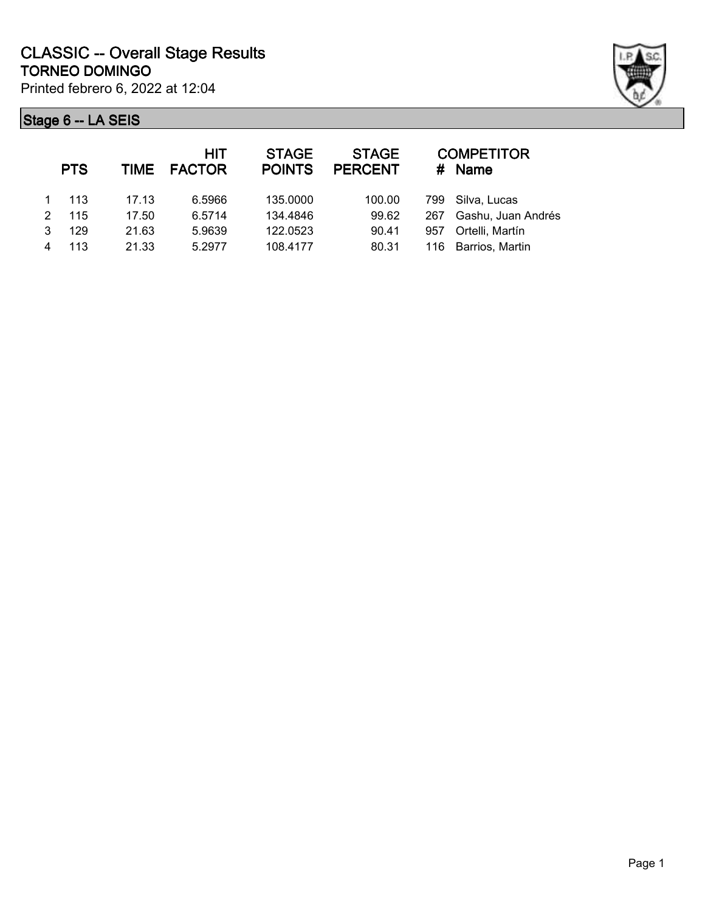# CLASSIC -- Overall Stage Results

**TORNEO DOMINGO**

Printed febrero 6, 2022 at 12:04

## Stage 6 -- LA SEIS

| | PTS | TIME | HIT FACTOR | STAGE POINTS | STAGE PERCENT | # | COMPETITOR Name |
|---|---|---|---|---|---|---|---|
| 1 | 113 | 17.13 | 6.5966 | 135.0000 | 100.00 | 799 | Silva, Lucas |
| 2 | 115 | 17.50 | 6.5714 | 134.4846 | 99.62 | 267 | Gashu, Juan Andrés |
| 3 | 129 | 21.63 | 5.9639 | 122.0523 | 90.41 | 957 | Ortelli, Martín |
| 4 | 113 | 21.33 | 5.2977 | 108.4177 | 80.31 | 116 | Barrios, Martin |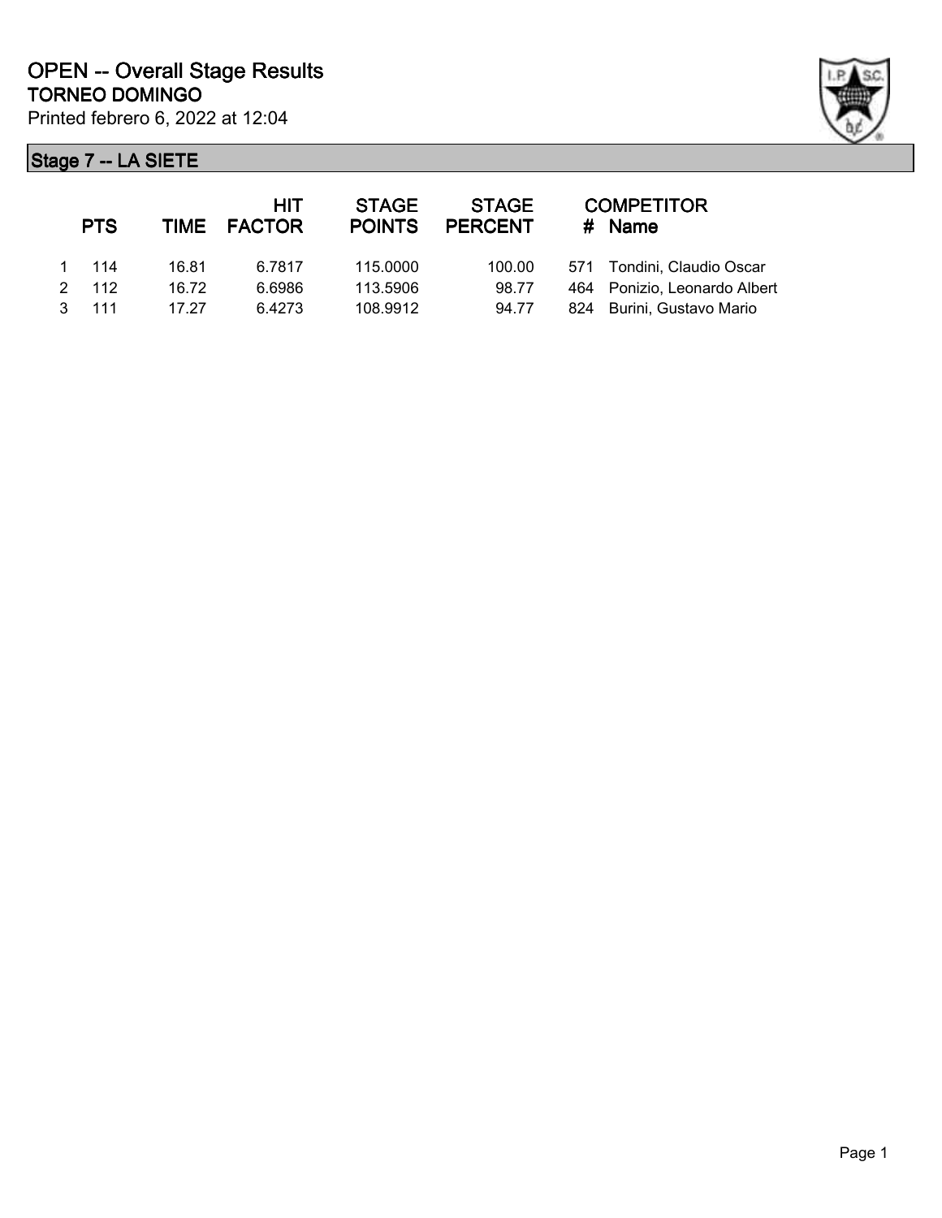# OPEN -- Overall Stage Results

## TORNEO DOMINGO

Printed febrero 6, 2022 at 12:04

### Stage 7 -- LA SIETE

| | PTS | TIME | HIT FACTOR | STAGE POINTS | STAGE PERCENT | # | COMPETITOR Name |
|---|---|---|---|---|---|---|---|
| 1 | 114 | 16.81 | 6.7817 | 115.0000 | 100.00 | 571 | Tondini, Claudio Oscar |
| 2 | 112 | 16.72 | 6.6986 | 113.5906 | 98.77 | 464 | Ponizio, Leonardo Albert |
| 3 | 111 | 17.27 | 6.4273 | 108.9912 | 94.77 | 824 | Burini, Gustavo Mario |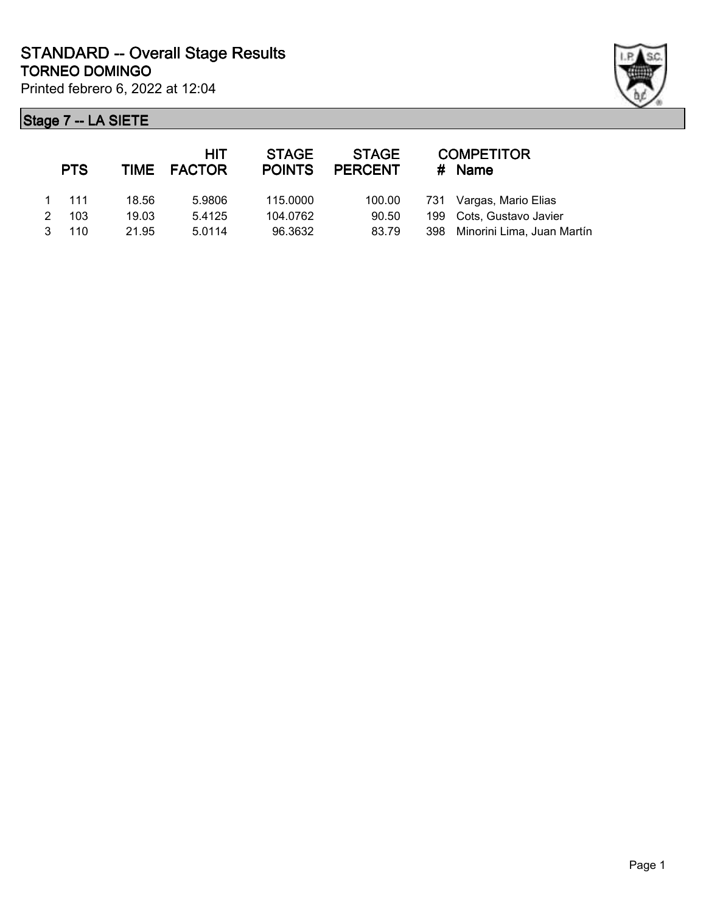# STANDARD -- Overall Stage Results

## TORNEO DOMINGO

Printed febrero 6, 2022 at 12:04

### Stage 7 -- LA SIETE

| | PTS | TIME | HIT FACTOR | STAGE POINTS | STAGE PERCENT | # | COMPETITOR Name |
|---|---|---|---|---|---|---|---|
| 1 | 111 | 18.56 | 5.9806 | 115.0000 | 100.00 | 731 | Vargas, Mario Elias |
| 2 | 103 | 19.03 | 5.4125 | 104.0762 | 90.50 | 199 | Cots, Gustavo Javier |
| 3 | 110 | 21.95 | 5.0114 | 96.3632 | 83.79 | 398 | Minorini Lima, Juan Martín |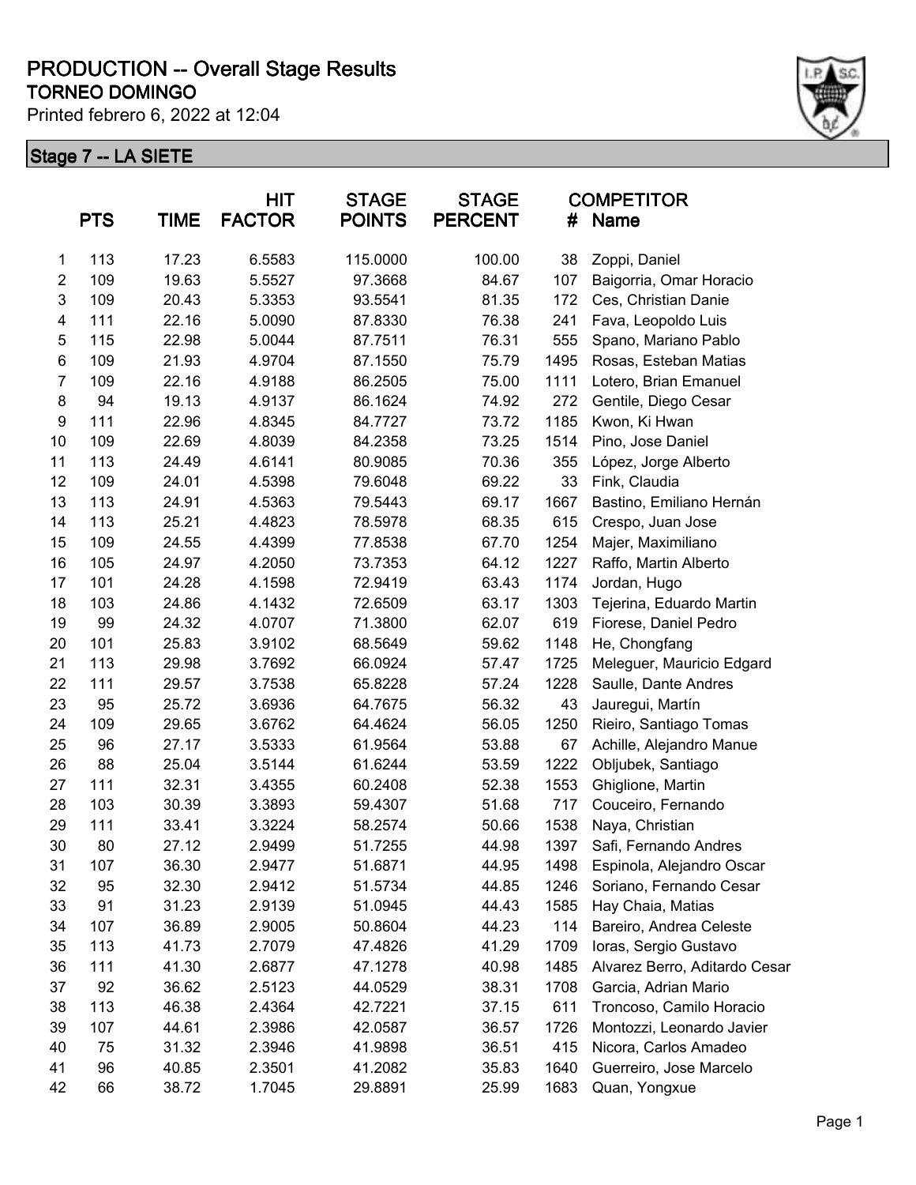# PRODUCTION -- Overall Stage Results

## TORNEO DOMINGO

Printed febrero 6, 2022 at 12:04

### Stage 7 -- LA SIETE

| | PTS | TIME | HIT FACTOR | STAGE POINTS | STAGE PERCENT | COMPETITOR # | Name |
|---|---|---|---|---|---|---|---|
| 1 | 113 | 17.23 | 6.5583 | 115.0000 | 100.00 | 38 | Zoppi, Daniel |
| 2 | 109 | 19.63 | 5.5527 | 97.3668 | 84.67 | 107 | Baigorria, Omar Horacio |
| 3 | 109 | 20.43 | 5.3353 | 93.5541 | 81.35 | 172 | Ces, Christian Danie |
| 4 | 111 | 22.16 | 5.0090 | 87.8330 | 76.38 | 241 | Fava, Leopoldo Luis |
| 5 | 115 | 22.98 | 5.0044 | 87.7511 | 76.31 | 555 | Spano, Mariano Pablo |
| 6 | 109 | 21.93 | 4.9704 | 87.1550 | 75.79 | 1495 | Rosas, Esteban Matias |
| 7 | 109 | 22.16 | 4.9188 | 86.2505 | 75.00 | 1111 | Lotero, Brian Emanuel |
| 8 | 94 | 19.13 | 4.9137 | 86.1624 | 74.92 | 272 | Gentile, Diego Cesar |
| 9 | 111 | 22.96 | 4.8345 | 84.7727 | 73.72 | 1185 | Kwon, Ki Hwan |
| 10 | 109 | 22.69 | 4.8039 | 84.2358 | 73.25 | 1514 | Pino, Jose Daniel |
| 11 | 113 | 24.49 | 4.6141 | 80.9085 | 70.36 | 355 | López, Jorge Alberto |
| 12 | 109 | 24.01 | 4.5398 | 79.6048 | 69.22 | 33 | Fink, Claudia |
| 13 | 113 | 24.91 | 4.5363 | 79.5443 | 69.17 | 1667 | Bastino, Emiliano Hernán |
| 14 | 113 | 25.21 | 4.4823 | 78.5978 | 68.35 | 615 | Crespo, Juan Jose |
| 15 | 109 | 24.55 | 4.4399 | 77.8538 | 67.70 | 1254 | Majer, Maximiliano |
| 16 | 105 | 24.97 | 4.2050 | 73.7353 | 64.12 | 1227 | Raffo, Martin Alberto |
| 17 | 101 | 24.28 | 4.1598 | 72.9419 | 63.43 | 1174 | Jordan, Hugo |
| 18 | 103 | 24.86 | 4.1432 | 72.6509 | 63.17 | 1303 | Tejerina, Eduardo Martin |
| 19 | 99 | 24.32 | 4.0707 | 71.3800 | 62.07 | 619 | Fiorese, Daniel Pedro |
| 20 | 101 | 25.83 | 3.9102 | 68.5649 | 59.62 | 1148 | He, Chongfang |
| 21 | 113 | 29.98 | 3.7692 | 66.0924 | 57.47 | 1725 | Meleguer, Mauricio Edgard |
| 22 | 111 | 29.57 | 3.7538 | 65.8228 | 57.24 | 1228 | Saulle, Dante Andres |
| 23 | 95 | 25.72 | 3.6936 | 64.7675 | 56.32 | 43 | Jauregui, Martín |
| 24 | 109 | 29.65 | 3.6762 | 64.4624 | 56.05 | 1250 | Rieiro, Santiago Tomas |
| 25 | 96 | 27.17 | 3.5333 | 61.9564 | 53.88 | 67 | Achille, Alejandro Manue |
| 26 | 88 | 25.04 | 3.5144 | 61.6244 | 53.59 | 1222 | Obljubek, Santiago |
| 27 | 111 | 32.31 | 3.4355 | 60.2408 | 52.38 | 1553 | Ghiglione, Martin |
| 28 | 103 | 30.39 | 3.3893 | 59.4307 | 51.68 | 717 | Couceiro, Fernando |
| 29 | 111 | 33.41 | 3.3224 | 58.2574 | 50.66 | 1538 | Naya, Christian |
| 30 | 80 | 27.12 | 2.9499 | 51.7255 | 44.98 | 1397 | Safi, Fernando Andres |
| 31 | 107 | 36.30 | 2.9477 | 51.6871 | 44.95 | 1498 | Espinola, Alejandro Oscar |
| 32 | 95 | 32.30 | 2.9412 | 51.5734 | 44.85 | 1246 | Soriano, Fernando Cesar |
| 33 | 91 | 31.23 | 2.9139 | 51.0945 | 44.43 | 1585 | Hay Chaia, Matias |
| 34 | 107 | 36.89 | 2.9005 | 50.8604 | 44.23 | 114 | Bareiro, Andrea Celeste |
| 35 | 113 | 41.73 | 2.7079 | 47.4826 | 41.29 | 1709 | Ioras, Sergio Gustavo |
| 36 | 111 | 41.30 | 2.6877 | 47.1278 | 40.98 | 1485 | Alvarez Berro, Aditardo Cesar |
| 37 | 92 | 36.62 | 2.5123 | 44.0529 | 38.31 | 1708 | Garcia, Adrian Mario |
| 38 | 113 | 46.38 | 2.4364 | 42.7221 | 37.15 | 611 | Troncoso, Camilo Horacio |
| 39 | 107 | 44.61 | 2.3986 | 42.0587 | 36.57 | 1726 | Montozzi, Leonardo Javier |
| 40 | 75 | 31.32 | 2.3946 | 41.9898 | 36.51 | 415 | Nicora, Carlos Amadeo |
| 41 | 96 | 40.85 | 2.3501 | 41.2082 | 35.83 | 1640 | Guerreiro, Jose Marcelo |
| 42 | 66 | 38.72 | 1.7045 | 29.8891 | 25.99 | 1683 | Quan, Yongxue |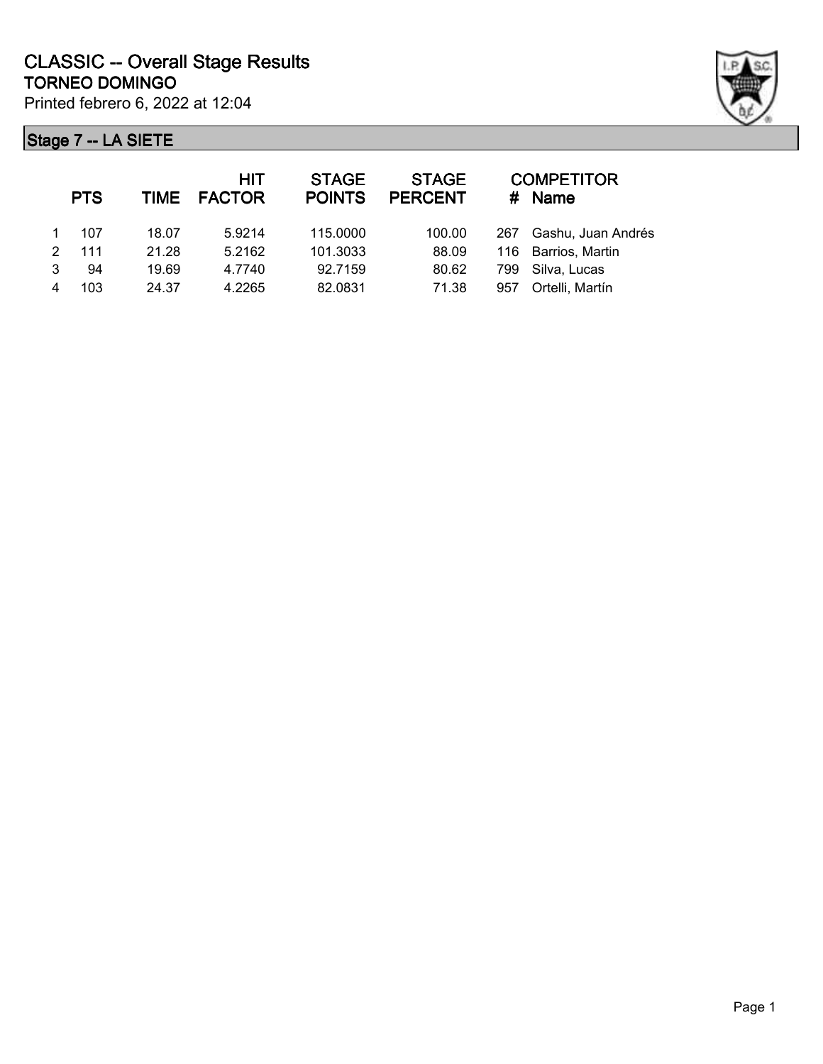# CLASSIC -- Overall Stage Results

## TORNEO DOMINGO

Printed febrero 6, 2022 at 12:04

### Stage 7 -- LA SIETE

| | PTS | TIME | HIT FACTOR | STAGE POINTS | STAGE PERCENT | # | COMPETITOR Name |
|---|---|---|---|---|---|---|---|
| 1 | 107 | 18.07 | 5.9214 | 115.0000 | 100.00 | 267 | Gashu, Juan Andrés |
| 2 | 111 | 21.28 | 5.2162 | 101.3033 | 88.09 | 116 | Barrios, Martin |
| 3 | 94 | 19.69 | 4.7740 | 92.7159 | 80.62 | 799 | Silva, Lucas |
| 4 | 103 | 24.37 | 4.2265 | 82.0831 | 71.38 | 957 | Ortelli, Martín |